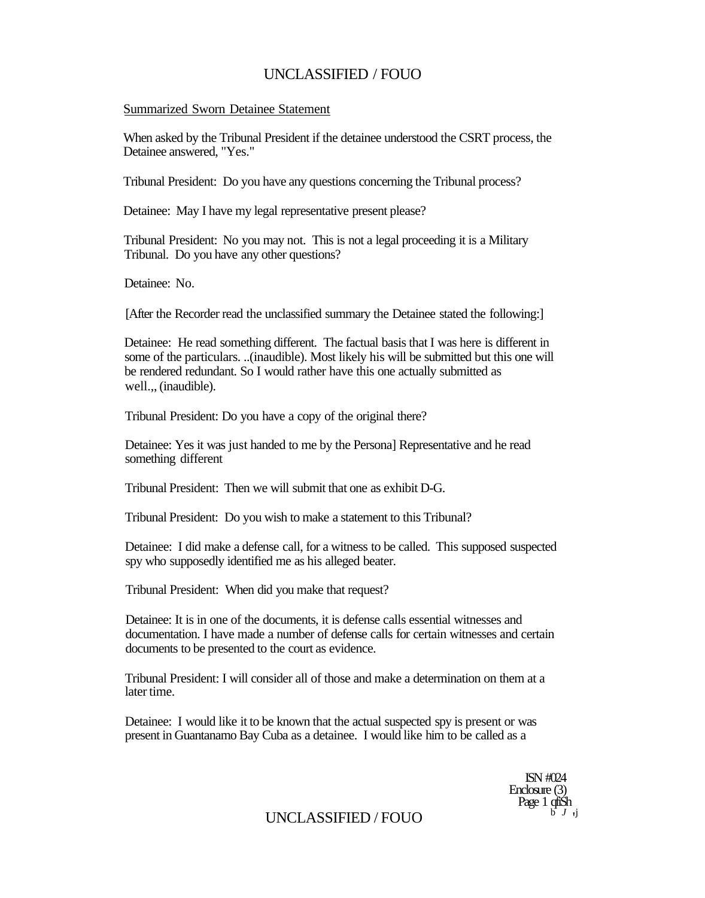Summarized Sworn Detainee Statement

When asked by the Tribunal President if the detainee understood the CSRT process, the Detainee answered, "Yes."

Tribunal President: Do you have any questions concerning the Tribunal process?

Detainee: May I have my legal representative present please?

Tribunal President: No you may not. This is not a legal proceeding it is a Military Tribunal. Do you have any other questions?

Detainee: No.

[After the Recorder read the unclassified summary the Detainee stated the following:]

Detainee: He read something different. The factual basis that I was here is different in some of the particulars. ..(inaudible). Most likely his will be submitted but this one will be rendered redundant. So I would rather have this one actually submitted as well.,, (inaudible).

Tribunal President: Do you have a copy of the original there?

Detainee: Yes it was just handed to me by the Persona] Representative and he read something different

Tribunal President: Then we will submit that one as exhibit D-G.

Tribunal President: Do you wish to make a statement to this Tribunal?

Detainee: I did make a defense call, for a witness to be called. This supposed suspected spy who supposedly identified me as his alleged beater.

Tribunal President: When did you make that request?

Detainee: It is in one of the documents, it is defense calls essential witnesses and documentation. I have made a number of defense calls for certain witnesses and certain documents to be presented to the court as evidence.

Tribunal President: I will consider all of those and make a determination on them at a later time.

Detainee: I would like it to be known that the actual suspected spy is present or was present in Guantanamo Bay Cuba as a detainee. I would like him to be called as a

ISN #024
Enclosure (3)
Page 1 of 5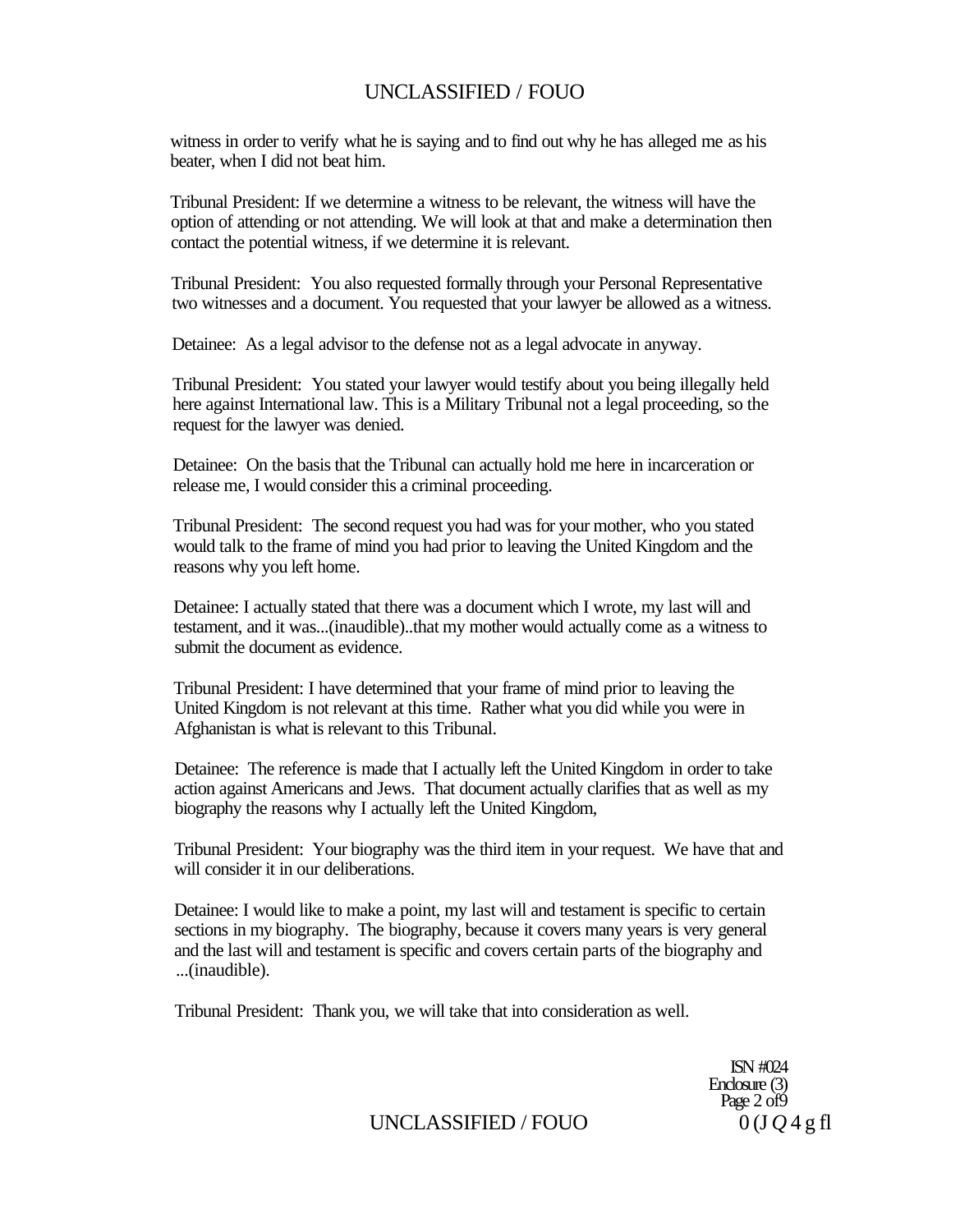witness in order to verify what he is saying and to find out why he has alleged me as his beater, when I did not beat him.

Tribunal President: If we determine a witness to be relevant, the witness will have the option of attending or not attending. We will look at that and make a determination then contact the potential witness, if we determine it is relevant.

Tribunal President: You also requested formally through your Personal Representative two witnesses and a document. You requested that your lawyer be allowed as a witness.

Detainee: As a legal advisor to the defense not as a legal advocate in anyway.

Tribunal President: You stated your lawyer would testify about you being illegally held here against International law. This is a Military Tribunal not a legal proceeding, so the request for the lawyer was denied.

Detainee: On the basis that the Tribunal can actually hold me here in incarceration or release me, I would consider this a criminal proceeding.

Tribunal President: The second request you had was for your mother, who you stated would talk to the frame of mind you had prior to leaving the United Kingdom and the reasons why you left home.

Detainee: I actually stated that there was a document which I wrote, my last will and testament, and it was...(inaudible)..that my mother would actually come as a witness to submit the document as evidence.

Tribunal President: I have determined that your frame of mind prior to leaving the United Kingdom is not relevant at this time. Rather what you did while you were in Afghanistan is what is relevant to this Tribunal.

Detainee: The reference is made that I actually left the United Kingdom in order to take action against Americans and Jews. That document actually clarifies that as well as my biography the reasons why I actually left the United Kingdom,

Tribunal President: Your biography was the third item in your request. We have that and will consider it in our deliberations.

Detainee: I would like to make a point, my last will and testament is specific to certain sections in my biography. The biography, because it covers many years is very general and the last will and testament is specific and covers certain parts of the biography and ...(inaudible).

Tribunal President: Thank you, we will take that into consideration as well.

ISN #024
Enclosure (3)
Page 2 of9

0 (J Q 4 g fl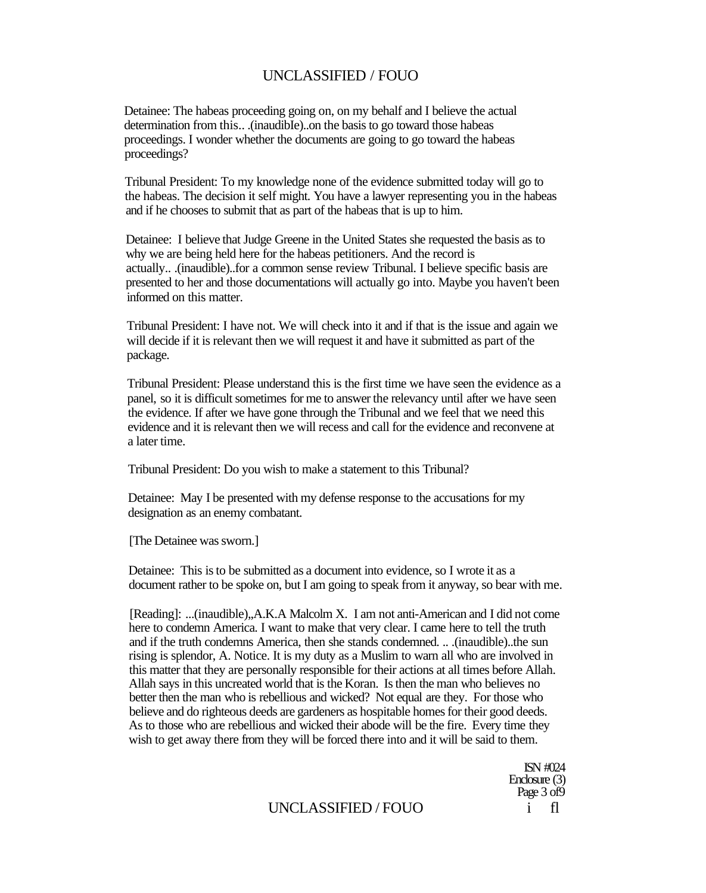Detainee: The habeas proceeding going on, on my behalf and I believe the actual determination from this.. .(inaudibIe)..on the basis to go toward those habeas proceedings. I wonder whether the documents are going to go toward the habeas proceedings?

Tribunal President: To my knowledge none of the evidence submitted today will go to the habeas. The decision it self might. You have a lawyer representing you in the habeas and if he chooses to submit that as part of the habeas that is up to him.

Detainee: I believe that Judge Greene in the United States she requested the basis as to why we are being held here for the habeas petitioners. And the record is actually.. .(inaudible)..for a common sense review Tribunal. I believe specific basis are presented to her and those documentations will actually go into. Maybe you haven't been informed on this matter.

Tribunal President: I have not. We will check into it and if that is the issue and again we will decide if it is relevant then we will request it and have it submitted as part of the package.

Tribunal President: Please understand this is the first time we have seen the evidence as a panel, so it is difficult sometimes for me to answer the relevancy until after we have seen the evidence. If after we have gone through the Tribunal and we feel that we need this evidence and it is relevant then we will recess and call for the evidence and reconvene at a later time.

Tribunal President: Do you wish to make a statement to this Tribunal?

Detainee: May I be presented with my defense response to the accusations for my designation as an enemy combatant.

[The Detainee was sworn.]

Detainee: This is to be submitted as a document into evidence, so I wrote it as a document rather to be spoke on, but I am going to speak from it anyway, so bear with me.

[Reading]: ...(inaudible),,A.K.A Malcolm X. I am not anti-American and I did not come here to condemn America. I want to make that very clear. I came here to tell the truth and if the truth condemns America, then she stands condemned. .. .(inaudible)..the sun rising is splendor, A. Notice. It is my duty as a Muslim to warn all who are involved in this matter that they are personally responsible for their actions at all times before Allah. Allah says in this uncreated world that is the Koran. Is then the man who believes no better then the man who is rebellious and wicked? Not equal are they. For those who believe and do righteous deeds are gardeners as hospitable homes for their good deeds. As to those who are rebellious and wicked their abode will be the fire. Every time they wish to get away there from they will be forced there into and it will be said to them.

ISN #024
Enclosure (3)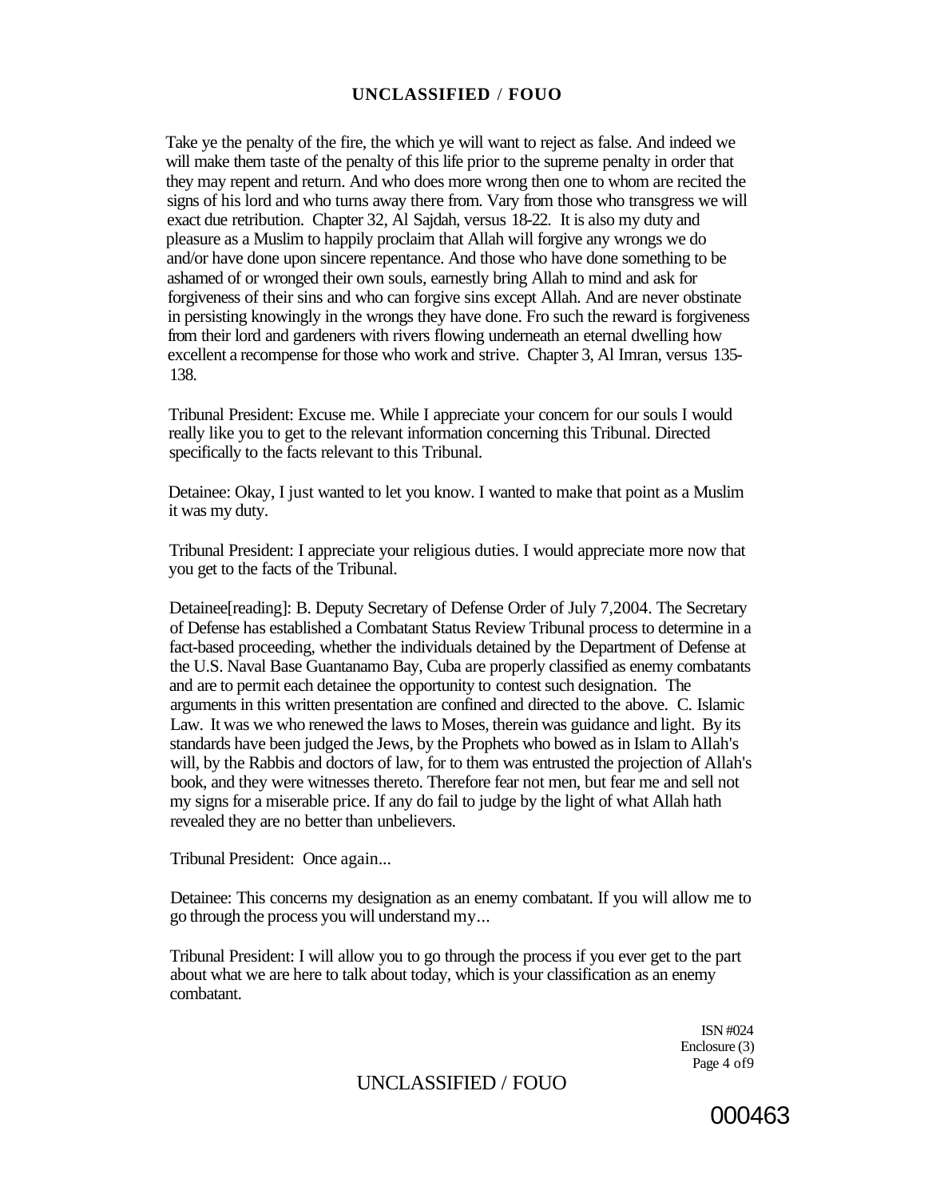Take ye the penalty of the fire, the which ye will want to reject as false. And indeed we will make them taste of the penalty of this life prior to the supreme penalty in order that they may repent and return. And who does more wrong then one to whom are recited the signs of his lord and who turns away there from. Vary from those who transgress we will exact due retribution. Chapter 32, Al Sajdah, versus 18-22. It is also my duty and pleasure as a Muslim to happily proclaim that Allah will forgive any wrongs we do and/or have done upon sincere repentance. And those who have done something to be ashamed of or wronged their own souls, earnestly bring Allah to mind and ask for forgiveness of their sins and who can forgive sins except Allah. And are never obstinate in persisting knowingly in the wrongs they have done. Fro such the reward is forgiveness from their lord and gardeners with rivers flowing underneath an eternal dwelling how excellent a recompense for those who work and strive. Chapter 3, Al Imran, versus 135-138.

Tribunal President: Excuse me. While I appreciate your concern for our souls I would really like you to get to the relevant information concerning this Tribunal. Directed specifically to the facts relevant to this Tribunal.

Detainee: Okay, I just wanted to let you know. I wanted to make that point as a Muslim it was my duty.

Tribunal President: I appreciate your religious duties. I would appreciate more now that you get to the facts of the Tribunal.

Detainee[reading]: B. Deputy Secretary of Defense Order of July 7,2004. The Secretary of Defense has established a Combatant Status Review Tribunal process to determine in a fact-based proceeding, whether the individuals detained by the Department of Defense at the U.S. Naval Base Guantanamo Bay, Cuba are properly classified as enemy combatants and are to permit each detainee the opportunity to contest such designation. The arguments in this written presentation are confined and directed to the above. C. Islamic Law. It was we who renewed the laws to Moses, therein was guidance and light. By its standards have been judged the Jews, by the Prophets who bowed as in Islam to Allah's will, by the Rabbis and doctors of law, for to them was entrusted the projection of Allah's book, and they were witnesses thereto. Therefore fear not men, but fear me and sell not my signs for a miserable price. If any do fail to judge by the light of what Allah hath revealed they are no better than unbelievers.

Tribunal President: Once again...

Detainee: This concerns my designation as an enemy combatant. If you will allow me to go through the process you will understand my...

Tribunal President: I will allow you to go through the process if you ever get to the part about what we are here to talk about today, which is your classification as an enemy combatant.

ISN #024
Enclosure (3)
Page 4 of9

000463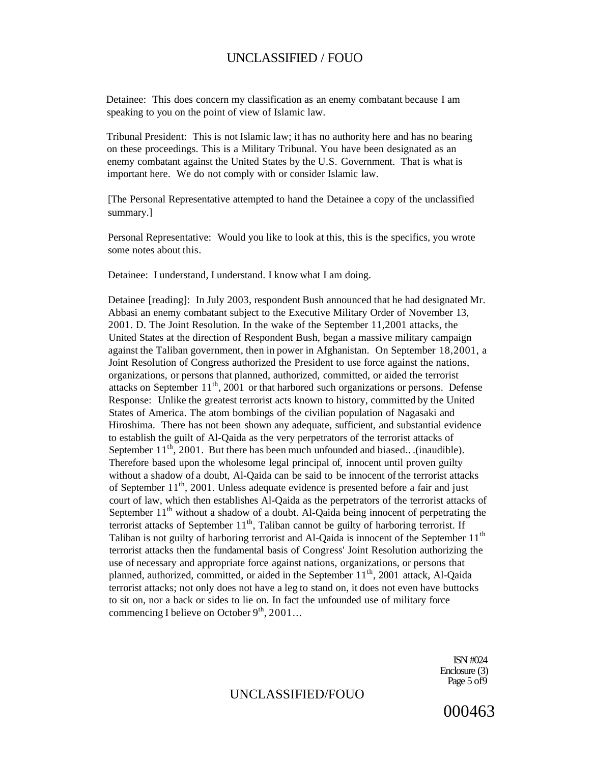Detainee: This does concern my classification as an enemy combatant because I am speaking to you on the point of view of Islamic law.

Tribunal President: This is not Islamic law; it has no authority here and has no bearing on these proceedings. This is a Military Tribunal. You have been designated as an enemy combatant against the United States by the U.S. Government. That is what is important here. We do not comply with or consider Islamic law.

[The Personal Representative attempted to hand the Detainee a copy of the unclassified summary.]

Personal Representative: Would you like to look at this, this is the specifics, you wrote some notes about this.

Detainee: I understand, I understand. I know what I am doing.

Detainee [reading]: In July 2003, respondent Bush announced that he had designated Mr. Abbasi an enemy combatant subject to the Executive Military Order of November 13, 2001. D. The Joint Resolution. In the wake of the September 11,2001 attacks, the United States at the direction of Respondent Bush, began a massive military campaign against the Taliban government, then in power in Afghanistan. On September 18,2001, a Joint Resolution of Congress authorized the President to use force against the nations, organizations, or persons that planned, authorized, committed, or aided the terrorist attacks on September 11th, 2001 or that harbored such organizations or persons. Defense Response: Unlike the greatest terrorist acts known to history, committed by the United States of America. The atom bombings of the civilian population of Nagasaki and Hiroshima. There has not been shown any adequate, sufficient, and substantial evidence to establish the guilt of Al-Qaida as the very perpetrators of the terrorist attacks of September 11th, 2001. But there has been much unfounded and biased.. .(inaudible). Therefore based upon the wholesome legal principal of, innocent until proven guilty without a shadow of a doubt, Al-Qaida can be said to be innocent of the terrorist attacks of September 11th, 2001. Unless adequate evidence is presented before a fair and just court of law, which then establishes Al-Qaida as the perpetrators of the terrorist attacks of September 11th without a shadow of a doubt. Al-Qaida being innocent of perpetrating the terrorist attacks of September 11th, Taliban cannot be guilty of harboring terrorist. If Taliban is not guilty of harboring terrorist and Al-Qaida is innocent of the September 11th terrorist attacks then the fundamental basis of Congress' Joint Resolution authorizing the use of necessary and appropriate force against nations, organizations, or persons that planned, authorized, committed, or aided in the September 11th, 2001 attack, Al-Qaida terrorist attacks; not only does not have a leg to stand on, it does not even have buttocks to sit on, nor a back or sides to lie on. In fact the unfounded use of military force commencing I believe on October 9th, 2001...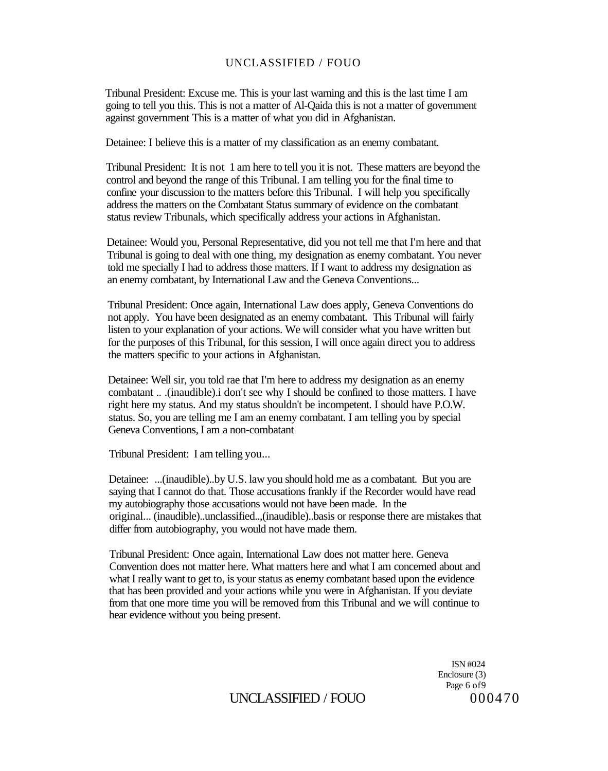Tribunal President: Excuse me. This is your last warning and this is the last time I am going to tell you this. This is not a matter of Al-Qaida this is not a matter of government against government This is a matter of what you did in Afghanistan.

Detainee: I believe this is a matter of my classification as an enemy combatant.

Tribunal President: It is not 1 am here to tell you it is not. These matters are beyond the control and beyond the range of this Tribunal. I am telling you for the final time to confine your discussion to the matters before this Tribunal. I will help you specifically address the matters on the Combatant Status summary of evidence on the combatant status review Tribunals, which specifically address your actions in Afghanistan.

Detainee: Would you, Personal Representative, did you not tell me that I'm here and that Tribunal is going to deal with one thing, my designation as enemy combatant. You never told me specially I had to address those matters. If I want to address my designation as an enemy combatant, by International Law and the Geneva Conventions...

Tribunal President: Once again, International Law does apply, Geneva Conventions do not apply. You have been designated as an enemy combatant. This Tribunal will fairly listen to your explanation of your actions. We will consider what you have written but for the purposes of this Tribunal, for this session, I will once again direct you to address the matters specific to your actions in Afghanistan.

Detainee: Well sir, you told rae that I'm here to address my designation as an enemy combatant .. .(inaudible).i don't see why I should be confined to those matters. I have right here my status. And my status shouldn't be incompetent. I should have P.O.W. status. So, you are telling me I am an enemy combatant. I am telling you by special Geneva Conventions, I am a non-combatant

Tribunal President: I am telling you...

Detainee: ...(inaudible)..by U.S. law you should hold me as a combatant. But you are saying that I cannot do that. Those accusations frankly if the Recorder would have read my autobiography those accusations would not have been made. In the original... (inaudible)..unclassified..,(inaudible)..basis or response there are mistakes that differ from autobiography, you would not have made them.

Tribunal President: Once again, International Law does not matter here. Geneva Convention does not matter here. What matters here and what I am concerned about and what I really want to get to, is your status as enemy combatant based upon the evidence that has been provided and your actions while you were in Afghanistan. If you deviate from that one more time you will be removed from this Tribunal and we will continue to hear evidence without you being present.

ISN #024
Enclosure (3)
Page 6 of 9

000470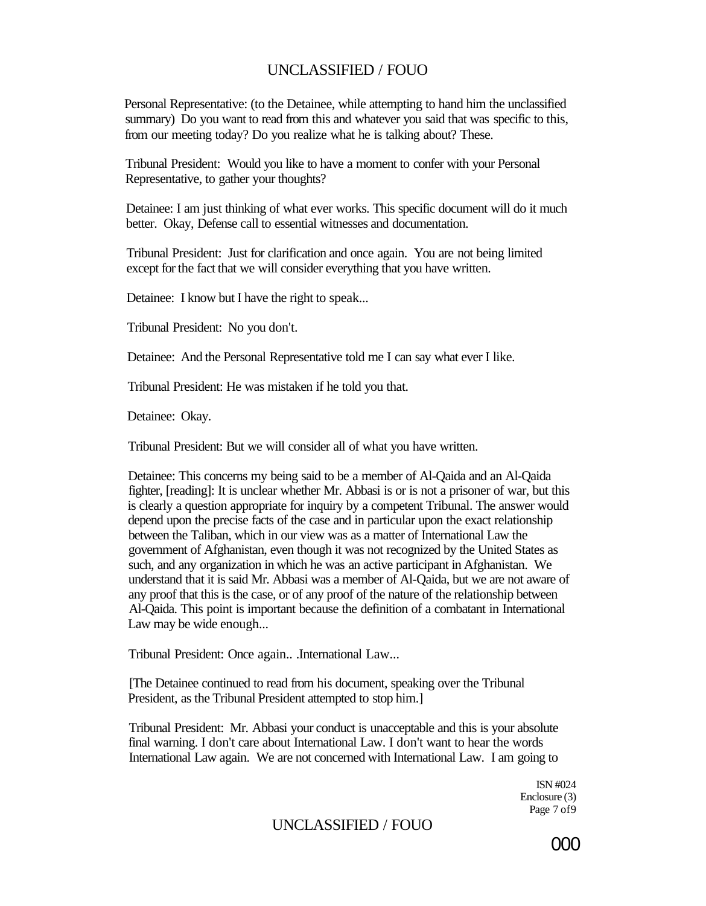Personal Representative: (to the Detainee, while attempting to hand him the unclassified summary) Do you want to read from this and whatever you said that was specific to this, from our meeting today? Do you realize what he is talking about? These.

Tribunal President: Would you like to have a moment to confer with your Personal Representative, to gather your thoughts?

Detainee: I am just thinking of what ever works. This specific document will do it much better. Okay, Defense call to essential witnesses and documentation.

Tribunal President: Just for clarification and once again. You are not being limited except for the fact that we will consider everything that you have written.

Detainee: I know but I have the right to speak...

Tribunal President: No you don't.

Detainee: And the Personal Representative told me I can say what ever I like.

Tribunal President: He was mistaken if he told you that.

Detainee: Okay.

Tribunal President: But we will consider all of what you have written.

Detainee: This concerns my being said to be a member of Al-Qaida and an Al-Qaida fighter, [reading]: It is unclear whether Mr. Abbasi is or is not a prisoner of war, but this is clearly a question appropriate for inquiry by a competent Tribunal. The answer would depend upon the precise facts of the case and in particular upon the exact relationship between the Taliban, which in our view was as a matter of International Law the government of Afghanistan, even though it was not recognized by the United States as such, and any organization in which he was an active participant in Afghanistan. We understand that it is said Mr. Abbasi was a member of Al-Qaida, but we are not aware of any proof that this is the case, or of any proof of the nature of the relationship between Al-Qaida. This point is important because the definition of a combatant in International Law may be wide enough...

Tribunal President: Once again.. .International Law...

[The Detainee continued to read from his document, speaking over the Tribunal President, as the Tribunal President attempted to stop him.]

Tribunal President: Mr. Abbasi your conduct is unacceptable and this is your absolute final warning. I don't care about International Law. I don't want to hear the words International Law again. We are not concerned with International Law. I am going to

ISN #024
Enclosure (3)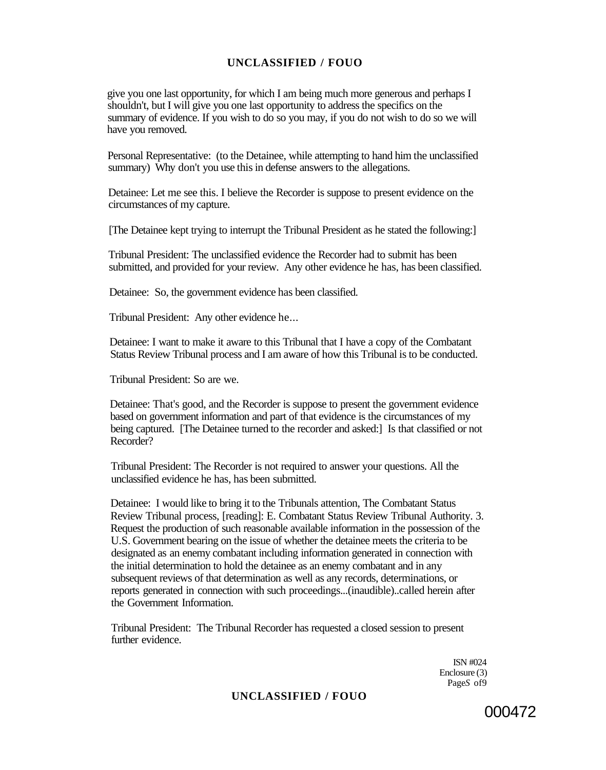give you one last opportunity, for which I am being much more generous and perhaps I shouldn't, but I will give you one last opportunity to address the specifics on the summary of evidence. If you wish to do so you may, if you do not wish to do so we will have you removed.

Personal Representative: (to the Detainee, while attempting to hand him the unclassified summary) Why don't you use this in defense answers to the allegations.

Detainee: Let me see this. I believe the Recorder is suppose to present evidence on the circumstances of my capture.

[The Detainee kept trying to interrupt the Tribunal President as he stated the following:]

Tribunal President: The unclassified evidence the Recorder had to submit has been submitted, and provided for your review. Any other evidence he has, has been classified.

Detainee: So, the government evidence has been classified.

Tribunal President: Any other evidence he...

Detainee: I want to make it aware to this Tribunal that I have a copy of the Combatant Status Review Tribunal process and I am aware of how this Tribunal is to be conducted.

Tribunal President: So are we.

Detainee: That's good, and the Recorder is suppose to present the government evidence based on government information and part of that evidence is the circumstances of my being captured. [The Detainee turned to the recorder and asked:] Is that classified or not Recorder?

Tribunal President: The Recorder is not required to answer your questions. All the unclassified evidence he has, has been submitted.

Detainee: I would like to bring it to the Tribunals attention, The Combatant Status Review Tribunal process, [reading]: E. Combatant Status Review Tribunal Authority. 3. Request the production of such reasonable available information in the possession of the U.S. Government bearing on the issue of whether the detainee meets the criteria to be designated as an enemy combatant including information generated in connection with the initial determination to hold the detainee as an enemy combatant and in any subsequent reviews of that determination as well as any records, determinations, or reports generated in connection with such proceedings...(inaudible)..called herein after the Government Information.

Tribunal President: The Tribunal Recorder has requested a closed session to present further evidence.

ISN #024
Enclosure (3)
PageS of9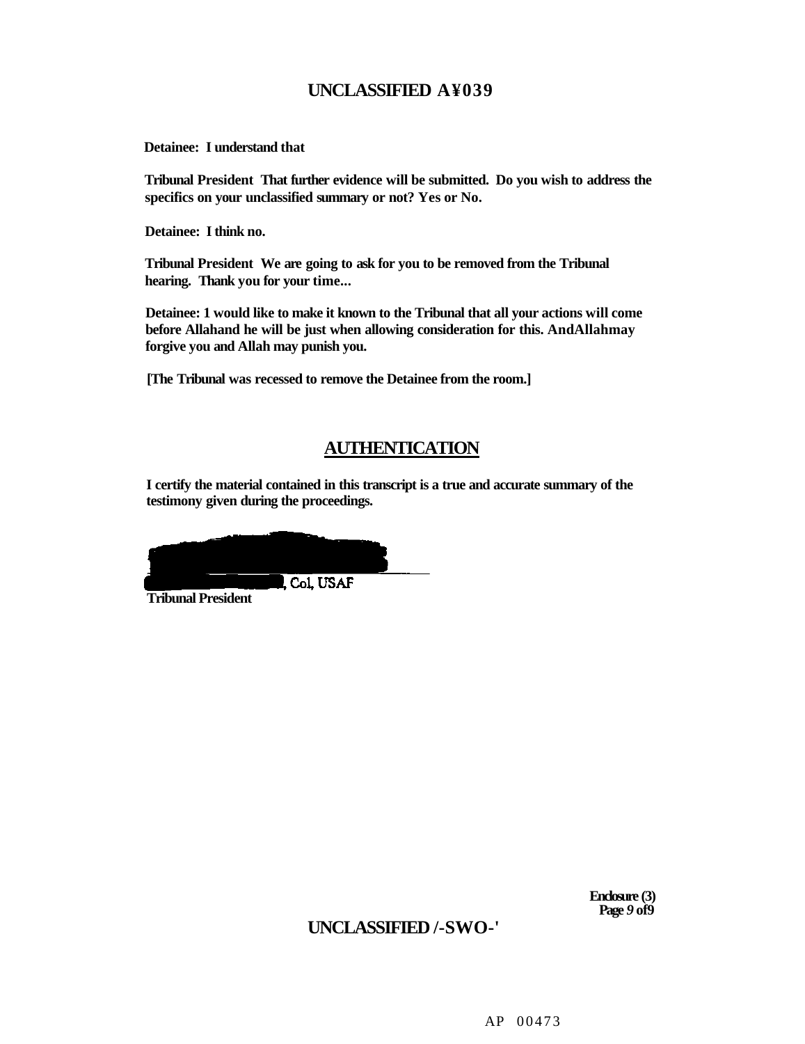**Detainee: I understand that**

**Tribunal President That further evidence will be submitted. Do you wish to address the specifics on your unclassified summary or not? Yes or No.**

**Detainee: I think no.**

**Tribunal President We are going to ask for you to be removed from the Tribunal hearing. Thank you for your time...**

**Detainee: 1 would like to make it known to the Tribunal that all your actions will come before Allahand he will be just when allowing consideration for this. AndAllahmay forgive you and Allah may punish you.**

**[The Tribunal was recessed to remove the Detainee from the room.]**

## AUTHENTICATION

**I certify the material contained in this transcript is a true and accurate summary of the testimony given during the proceedings.**

, Col, USAF
**Tribunal President**

**Enclosure (3)**
**Page 9 of9**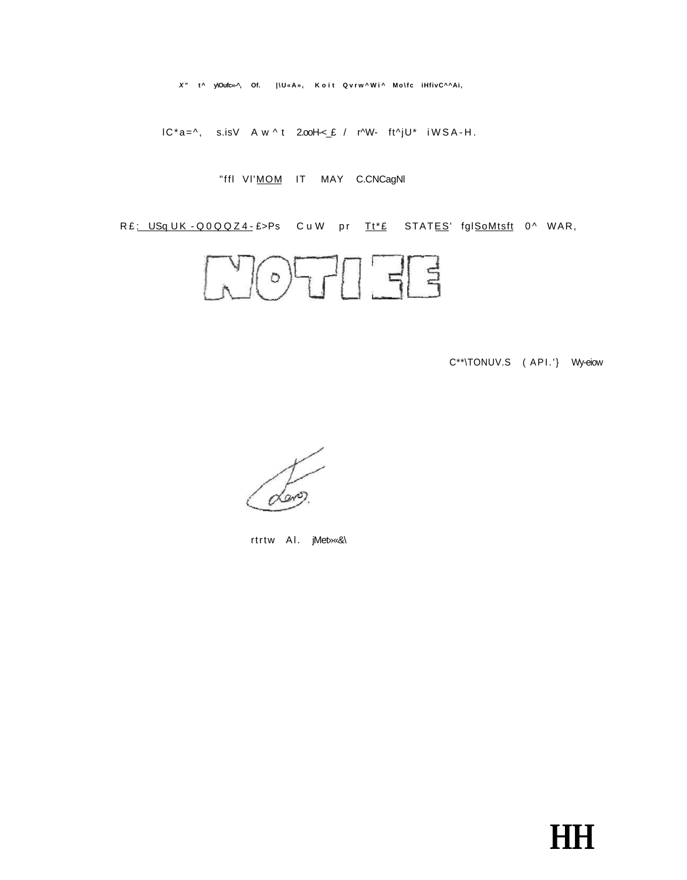X" t^ y\Oufc«-^, Of. |\U«A», Koit Qvrw^Wi^ Mo\fc iHfivC^^Ai,

lC*a=^, s.isV Aw^t 2.ooH-<_£ / r^W- ft^jU* iWSA-H.

"ffl Vl'MOM IT MAY C.CNCagNl

R£: USq UK-Q0QQZ4-£>Ps CuW pr Tt*£ STATES' fglSoMtsft 0^ WAR,

# NOTICE

C**\TONUV.S (API.'} Wy-eiow

rtrtw Al. jMet»«&\

HH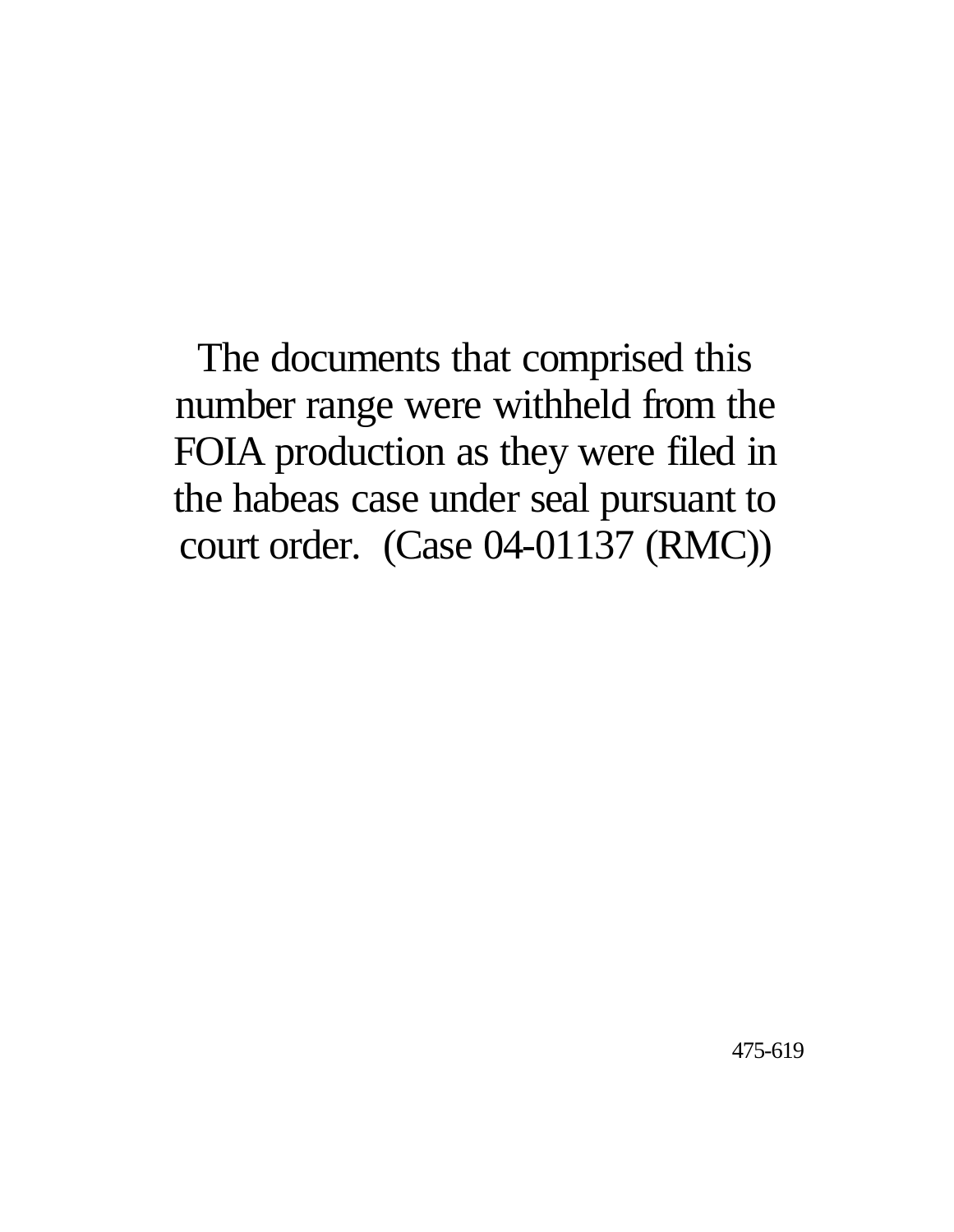The documents that comprised this number range were withheld from the FOIA production as they were filed in the habeas case under seal pursuant to court order. (Case 04-01137 (RMC))

475-619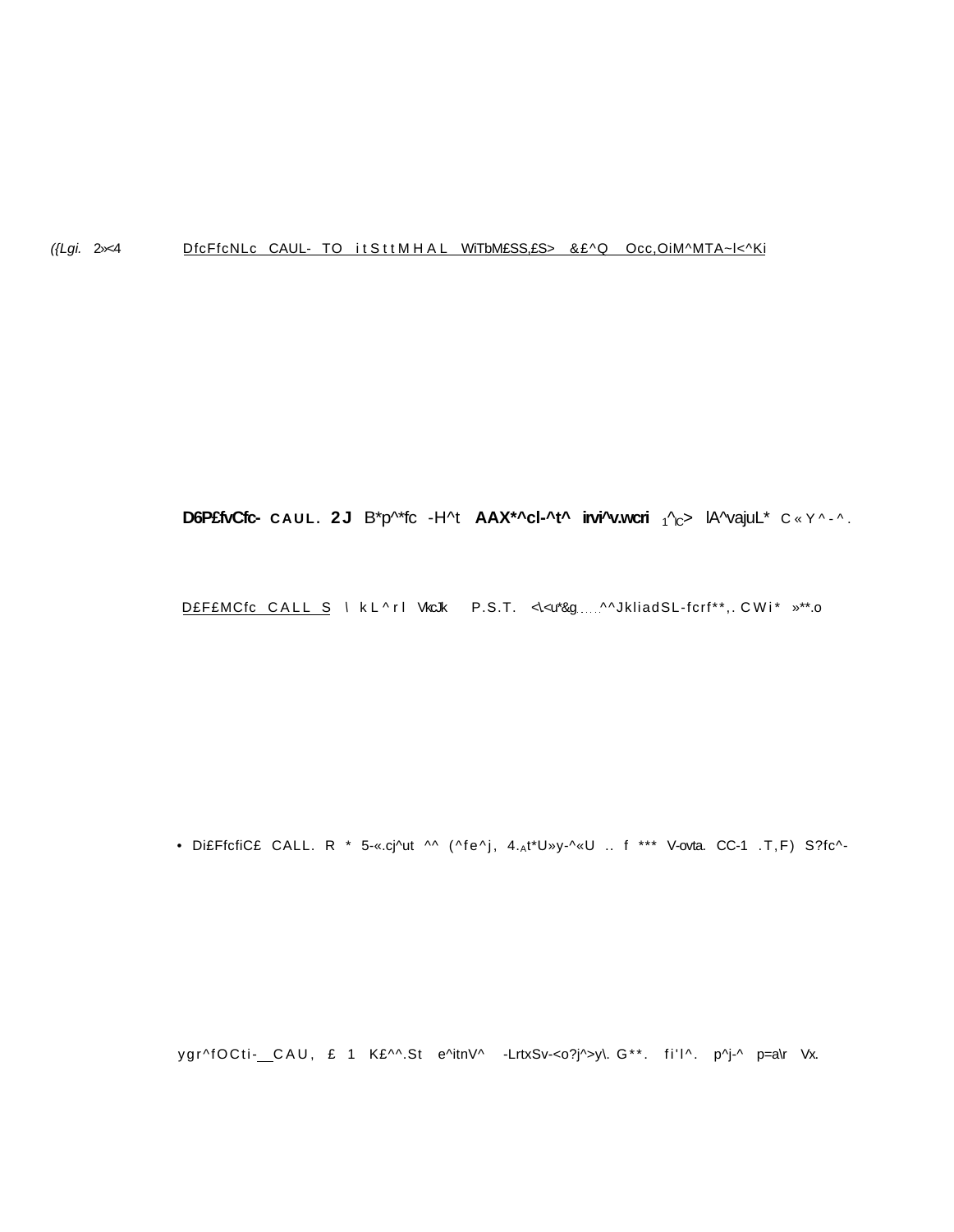({Lgi. 2»<4 DfcFfcNLc CAUL- TO itSttMHAL WiTbM£SS,£S> &£^Q Occ,OiM^MTA~l<^Ki

**D6P£fvCfc- CAUL. 2J** B*p^*fc -H^t **AAX*^cl-^t^ irvi^v.wcri** 1^C> lA^vajuL* C«Y^-^.

D£F£MCfc CALL S \ kL^rl VkcJk P.S.T. <\<u*&g.....^^JkliadSL-fcrf**,. CWi* »**.o

- Di£FfcfiC£ CALL. R * 5-«.cj^ut ^^ (^fe^j, 4.At*U»y-^«U .. f *** V-ovta. CC-1 .T,F) S?fc^-

ygr^fOCti-__CAU, £ 1 K£^^.St e^itnV^ -LrtxSv-<o?j^>y\. G**. fi'l^. p^j-^ p=a\r Vx.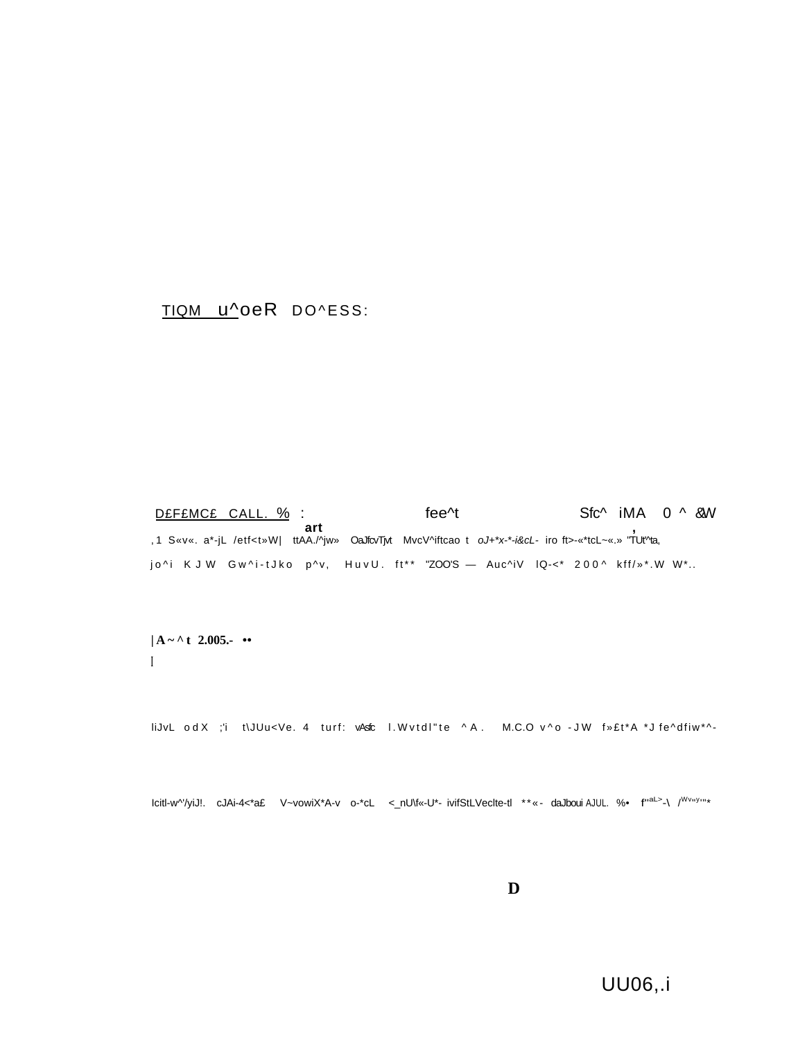TIQM u^oeR DO^ESS:

D£F£MC£ CALL. % : fee^t Sfc^ iMA 0 ^ &W
art ,

, 1 S«v«. a*-jL /etf<t»W| ttAA./^jw» OaJfcvTjvt MvcV^iftcao t oJ+*x-*-i&cL- iro ft>-«*tcL~«.» "TUt'^ta,

jo^i KJW Gw^i-tJko p^v, HuvU. ft** "ZOO'S — Auc^iV lQ-<* 200^ kff/»*.W W*..

| A ~ ^ t 2.005.- ••

[

liJvL odX ;'i t\JUu<Ve. 4 turf: vAsfc l.Wvtdl"te ^A. M.C.O v^o -JW f»£t*A *J fe^dfiw*^-

Icitl-w^'/yiJ!. cJAi-4<*a£ V~vowiX*A-v o-*cL <_nU\f«-U*- ivifStLVeclte-tl **«- daJboui AJUL. %• f"aL>-\ /Wv"y'"*

D

UU06,.i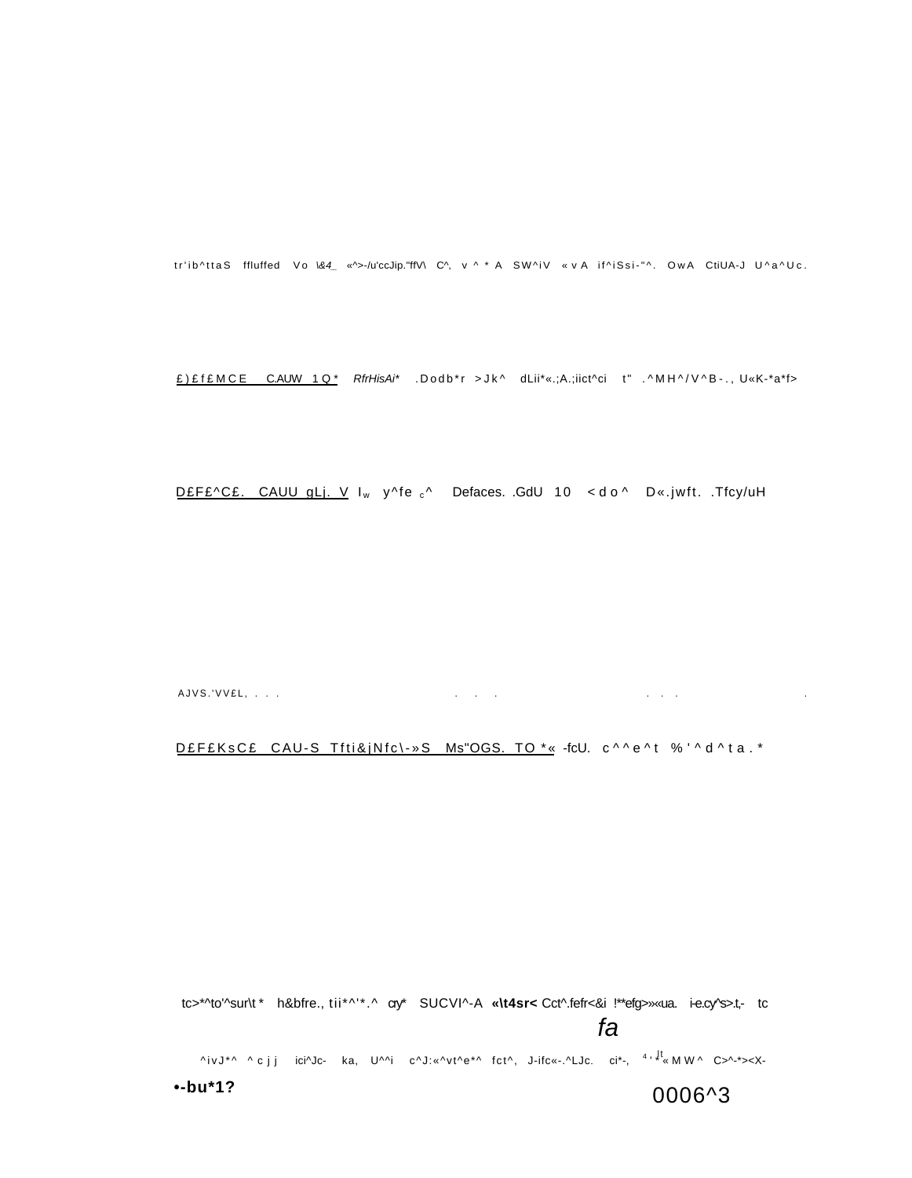tr'ib^ttaS ffluffed Vo \&4_ «^>-/u'ccJip."ffV\ C^, v ^ * A SW^iV « v A if^iSsi-"^. OwA CtiUA-J U^a^Uc.

£)£f£MCE C.AUW 1Q* *RfrHisAi** .Dodb*r >Jk^ dLii*«.;A.;iict^ci t" .^MH^/V^B-., U«K-*a*f>

D£F£^C£. CAUU gLj. V I w y^fe c^ Defaces. .GdU 10 <do^ D«.jwft. .Tfcy/uH

AJVS.'VV£L, . . . . . . . . . .

D£F£KsC£ CAU-S Tfti&jNfc\-»S Ms"OGS. TO*« -fcU. c^^e^t %'^d^ta.*

tc>*^to'^sur\t* h&bfre., tii*^'*.^ ary* SUCVI^-A **«\t4sr<** Cct^.fefr<&i !**efg>»«ua. i-e.cy^s>.t,- tc

*fa*

^ivJ*^ ^cjj ici^Jc- ka, U^^i c^J:«^vt^e*^ fct^, J-ifc«-.^LJc. ci*-, [4] ' Jt * « MW^ C>^-*><X-

**•-bu*1?**

0006^3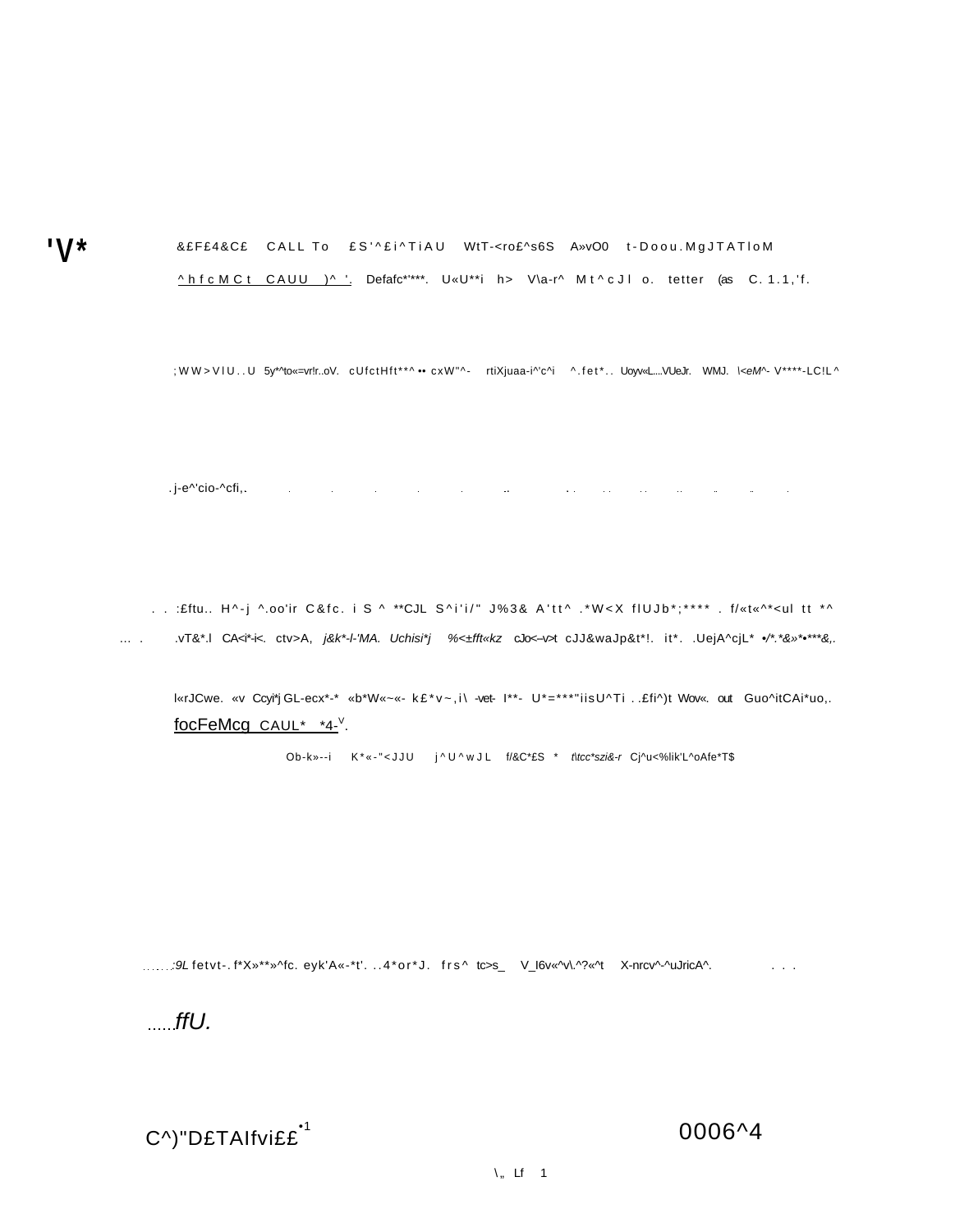'V*

&£F£4&C£ CALL To £S'^£i^TiAU WtT-<ro£^s6S A»vO0 t-Doou.MgJTATloM

^hfcMCt CAUU )^ '. Defafc*'***. U«U**i h> V\a-r^ Mt^cJl o. tetter (as C.1.1,'f.

;WW>VlU..U 5y*^to«=vr!r..oV. cUfctHft**^•• cxW"^- rtiXjuaa-i^'c^i ^.fet*.. Uoyv«L....VUeJr. WMJ. \<eM^- V****-LC!L^

.j-e^'cio-^cfi,.

. . :£ftu.. H^-j ^.oo'ir C&fc. i S ^ **CJL S^i'i/" J%3& A'tt^ .*W<X flUJb*;**** . f/«t«^*<ul tt *^

... . .vT&*.l CA<i*-i<. ctv>A, *j&k*-l-'MA. Uchisi*j %<±fft«kz* cJo<–v>t cJJ&waJp&t*!. it*. .UejA^cjL* •/*.*&»*•***&,.

l«rJCwe. «v Ccyi*j GL-ecx*-* «b*W«~«- k£*v~,i\ -vet- l**- U*=***"iisU^Ti ..£fi^)t Wov«. out Guo^itCAi*uo,.

focFeMcg CAUL* *4-V.

Ob-k»--i K*«-"<JJU j^U^wJL f/&C*£S * *t\tcc*szi&-r* Cj^u<%lik'L^oAfe*T$

......:9L fetvt-.f*X»**»^fc. eyk'A«-*t'. ..4*or*J. frs^ tc>s_ V_l6v«^v\.^?«^t X-nrcv^-^uJricA^. . . .

......ffU.

C^)"D£TAIfvi££•1 0006^4

\„ Lf 1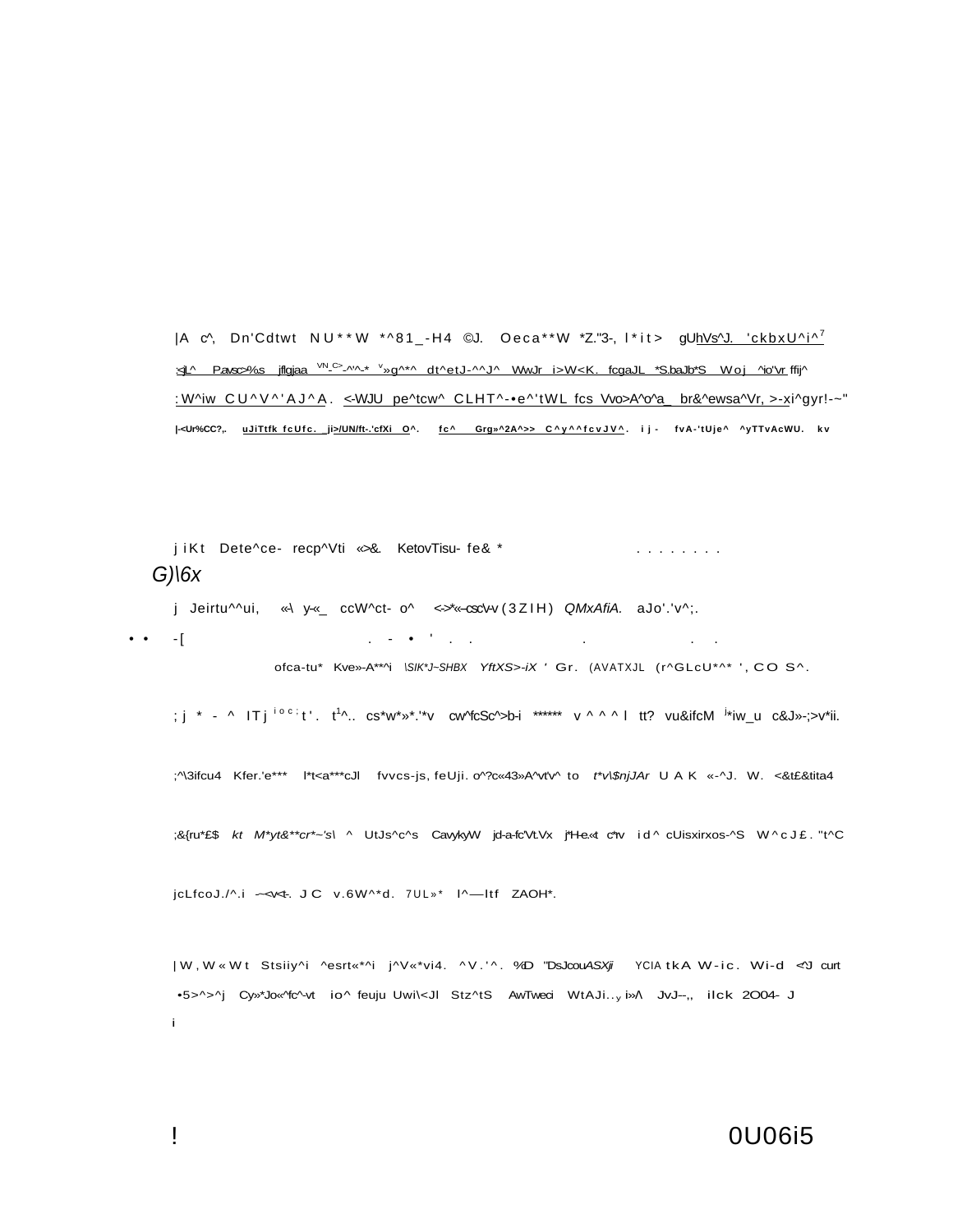|A c^, Dn'Cdtwt NU**W *^81_-H4 ©J. Oeca**W *Z."3-, l*it> gUhVs^J. 'ckbxU^i^7

:<jL^ P.avsc>%s jflgjaa VN-C>-^'^-* v»g^*^ dt^etJ-^^J^ WwJr i>W<K. fcgaJL *S.baJb*S Woj ^io'vr ffij^

:W^iw CU^V^'AJ^A. <-WJU pe^tcw^ CLHT^-•e^'tWL fcs Vvo>A^o^a_ br&^ewsa^Vr, >-xi^gyr!-~"

|-<Ur%CC?,. uJiTtfk fcUfc. ji>/UN/ft-.'cfXi O^. fc^ Grg»^2A^>> C^y^^fcvJV^. ij- fvA-'tUje^ ^yTTvAcWU. kv

j iKt Dete^ce- recp^Vti «>&. KetovTisu- fe& * . . . . . . . .

G)\6x

j Jeirtu^^ui, «\ y-«_ ccW^ct- o^ <->*«-csc\-v (3ZIH) QMxAfiA. aJo'.'v^;.

• • -[ . - • ' . . . . .

ofca-tu* Kve»-A**^i \SIK*J~SHBX YftXS>-iX ' Gr. (AVATXJL (r^GLcU*^* ', CO S^.

; j * - ^ ITj ioc; t'. t[1]^.. cs*w*»*.'*v cw^fcSc^>b-i ****** v ^ ^ ^ l tt? vu&ifcM j*iw_u c&J»-;>v*ii.

;^\3ifcu4 Kfer.'e*** l*t<a***cJl fvvcs-js, feUji. o^?c«43»A^vt'v^ to t*v\$njJAr U A K «-^J. W. <&t£&tita4

;&{ru*£$ kt M*yt&**cr*~'s\ ^ UtJs^c^s CavykyW jd-a-fc'Vt.Vx j*H-e.«t c*v id^ cUisxirxos-^S W^cJ£. "t^C

jcLfcoJ./^.i -~<v<t-. JC v.6W^*d. 7UL»* l^—ltf ZAOH*.

|W,W«Wt Stsiiy^i ^esrt«*^i j^V«*vi4. ^V.'^. %D "DsJcouASXji YCIA tkA W-ic. Wi-d <^J curt

•5>^>^j Cy»*Jo«^fc^-vt io^ feuju Uwi\<Jl Stz^tS AwTweci WtAJi..y i»/\ JvJ--,, ilck 2O04- J

i

! 0U06i5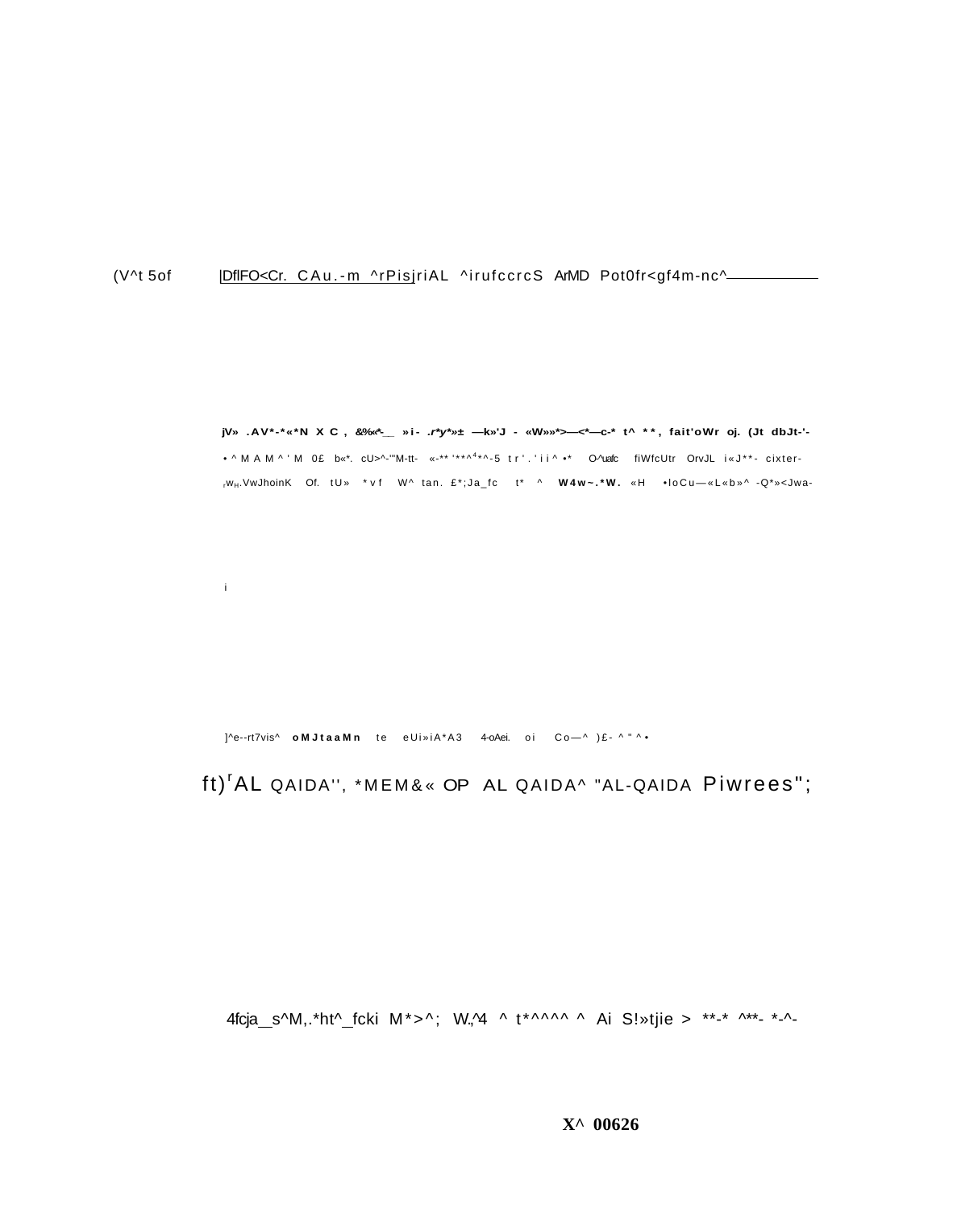(V^t 5of |DflFO<Cr. CAu.-m ^rPisjriAL ^irufccrcS ArMD Pot0fr<gf4m-nc^

jV» .AV*-*«*N X C , &%«*-__ »i- .r*y*»± —k»'J - «W»»*>—<*—c-* t^ **, fait'oWr oj. (Jt dbJt-'-
• ^ M A M ^ ' M 0£ b«*. cU>^-'"M-tt- «-** '**^4*^-5 tr'.'ii^ •* O-^uafc fiWfcUtr OrvJL i«J**- cixter-
rwH.VwJhoinK Of. tU» *vf W^ tan. £*;Ja_fc t* ^ W4w~.*W. «H •loCu—«L«b»^ -Q*»<Jwa-

i

]^e--rt7vis^ oMJtaaMn te eUi»iA*A3 4-oAei. oi Co—^ )£- ^ " ^ •

ft)rAL QAIDA'', *MEM&« OP AL QAIDA^ "AL-QAIDA Piwrees";

4fcja_s^M,.*ht^_fcki M*>^; W.,^4 ^ t*^^^^ ^ Ai S!»tjie > **-* ^**- *-^-

X^ 00626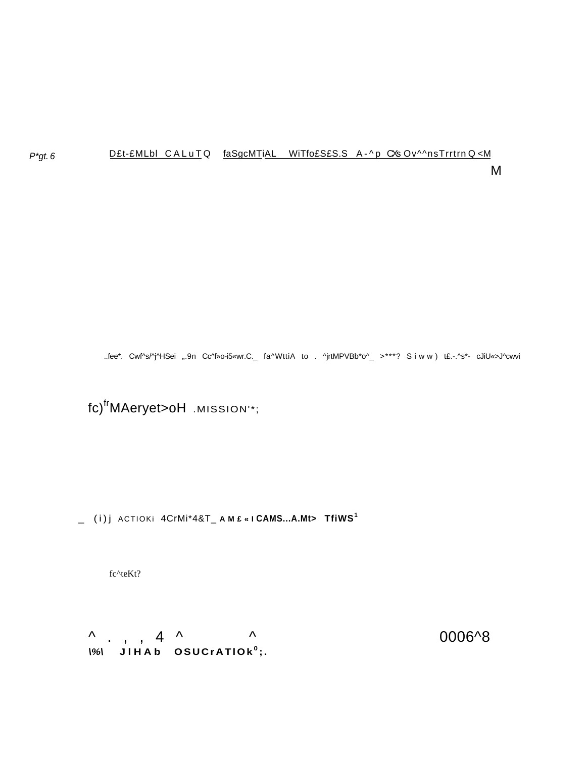D£t-£MLbl CALuTQ faSgcMTiAL WiTfo£S£S.S A-^p CXs Ov^^nsTrrtrnQ<M

M

..fee*. Cwf^s/^j^HSei „.9n Cc^f»o-i5«wr.C._ fa^WttiA to . ^jrtMPVBb*o^_ >***? Siww) t£.-.^s*- cJiU«>J^cwvi

fc)[fr]MAeryet>oH .MISSION'*;

_ (i)j ACTIOKi 4CrMi*4&T_ **AM£«ICAMS...A.Mt> TfiWS[1]**

fc^teKt?

^ . , , 4 ^ ^

0006^8

**\%\ JIHAb OSUCrATIOk[0];.**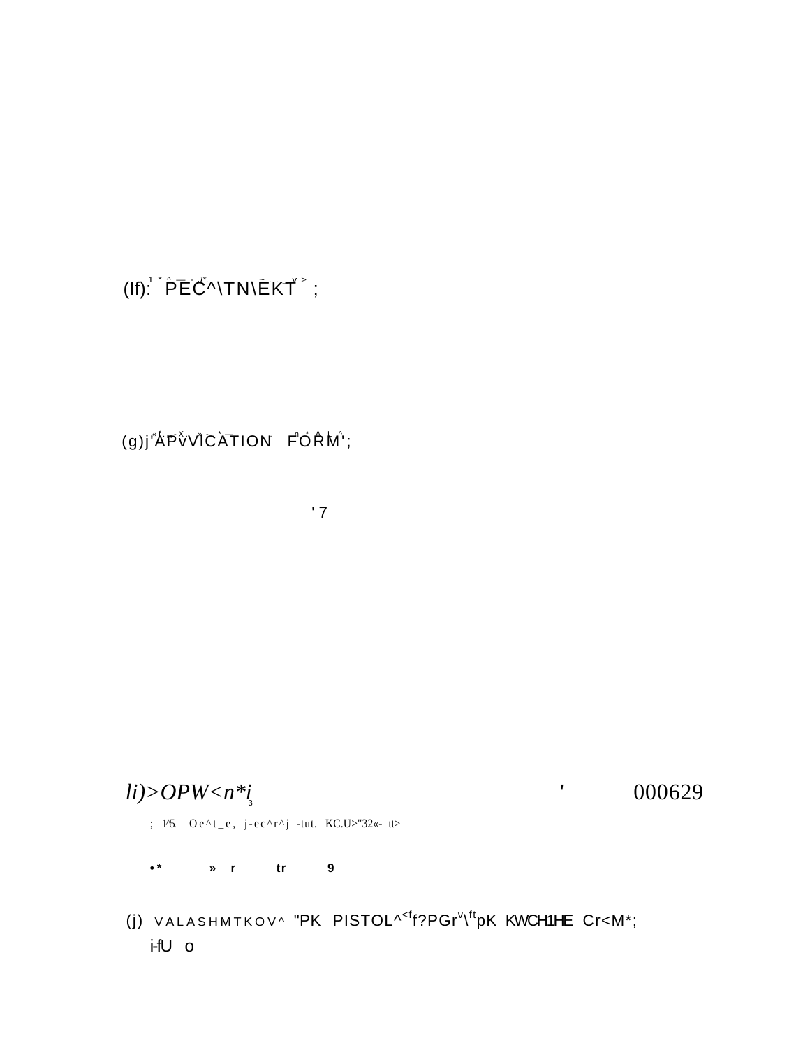(If): PEC^\TN\EKT ;

(g) APvVICATION FORM';

'7

*li)>OPW<n*i* ' 000629

; 1^5. Oe^t_e, j-ec^r^j -tut. KC.U>"32«- tt>

•* » r tr 9

(j) VALASHMTKOV^ "PK PISTOL^<f f?PGr v\ft pK KWCH1HE Cr<M*;

i-fU o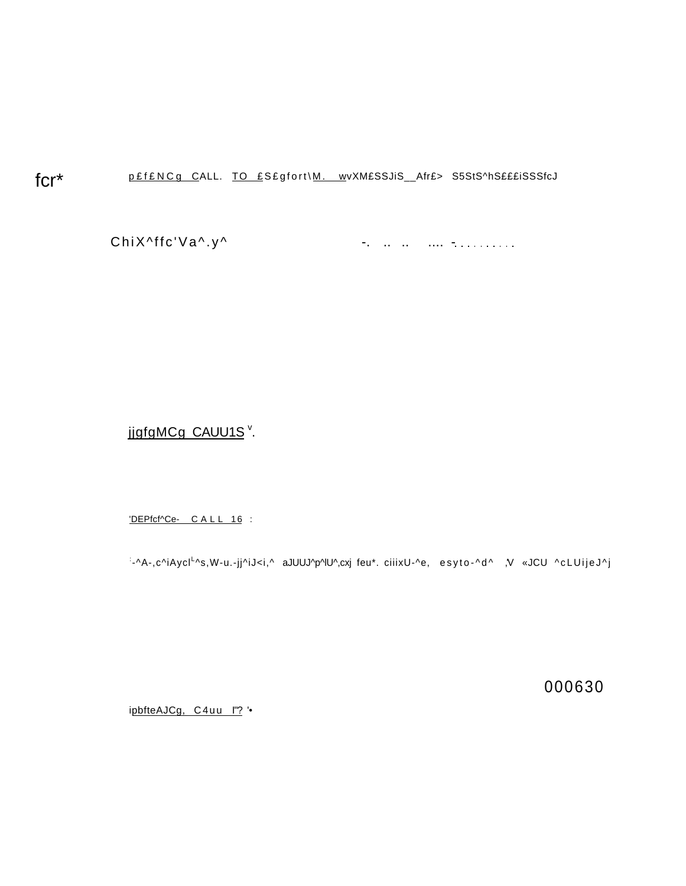fcr*

p£f£NCg CALL. TO £S£gfort\M. wvXM£SSJiS__Afr£> S5StS^hS£££iSSSfcJ

ChiX^ffc'Va^.y^ -. .. .. .... -. . . . . . . . . .

jjgfgMCg CAUU1S v.

'DEPfcf^Ce- C A L L 16 :

:-^A-,c^iAycl L^s,W-u.-jj^iJ<i,^ aJUUJ^p^lU^,cxj feu*. ciiixU-^e, esyto-^d^ ,V «JCU ^cLUijeJ^j

ipbfteAJCg, C4uu l"? '•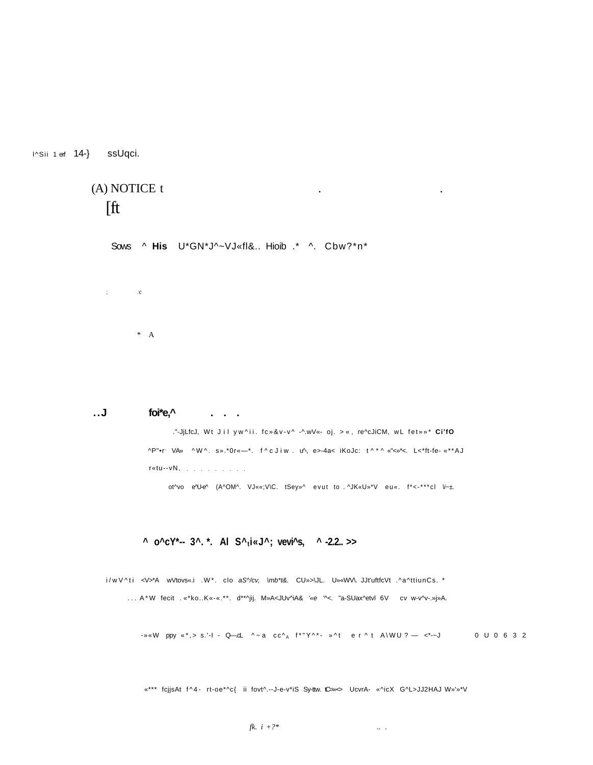I^Sii 1 erf 14-} ssUqci.

(A) NOTICE t . .
[ft

Sows ^ **His** U*GN*J^~VJ«fl&.. Hioib .* ^. Cbw?*n*

; :c

* A

**..J foi*e,^ . . .**

."-JjLfcJ, Wt J i l yw^ii. fc»&v-v^ -^.wV«- oj. >«, re^cJiCM, wL fet»»* **Ci'fO**

^P"•r' VA» ^W^. s».*0r«—*. f^cJiw. u^, e>-4a< iKoJc: t^*^ «"<»*<. L<*ft-fe- «**AJ

r«tu--vN、. . . . . . . . . .

ot^vo e^U-e^ (A^OM^. VJ««;V\C. tSey»^ evut to .^JK«U»*V eu«. f*<-***cl \i~±.

**^ o^cY*-- 3^. *. Al S^ti«J^; vevi^s, ^ -2.2.. >>**

i/wV^ti <V>*A wVtovs«.i .W*. clo *aS^/cv,* *\mb*t&.* CU»>\JL. U»«WV\. JJt'uftfcVt .^a^ttiunCs. *

... A*W fecit .«*ko..K«-«.**. d**^jij. M»A<JUv^iA& *'«e* '^<. "a-SUax^etvl 6V cv w-v^v-.»j»A.

-»«W ppy «*,> s.'-l - Q—cL ^~a cc^A f*"Y^*- »^t e r^t A\WU? — <*-~J 0 U 0 6 3 2

«*** fcjjsAt f^4- rt-oe*^c{ ii fovt^.--J-e-v*iS Sy-ttw. tC=«<> UcvrA- «^icX G^L>JJ2HAJ W»'»*V

*fk. i +?* .. .*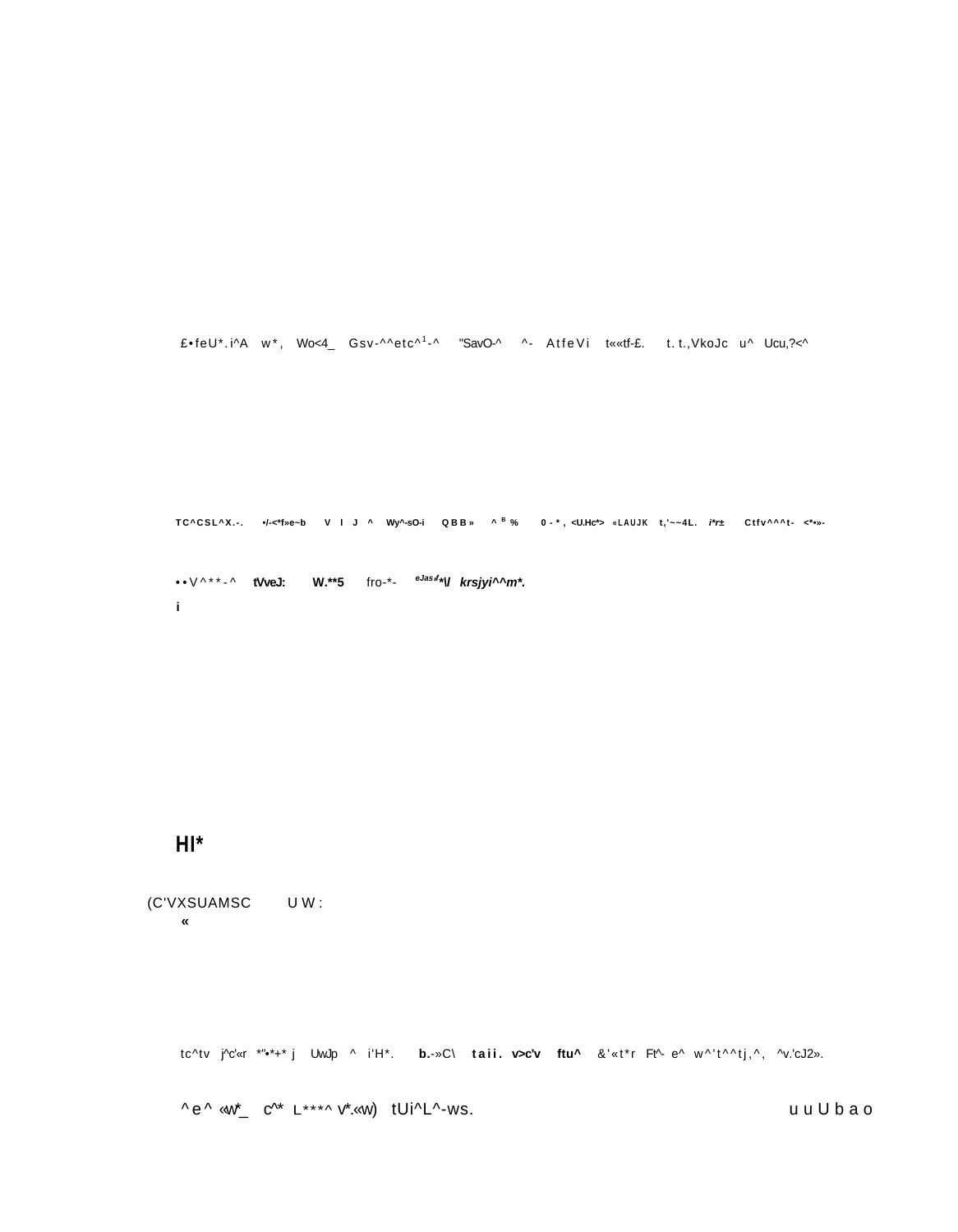£•feU*.i^A w*, Wo<4_ Gsv-^^etc^1-^ "SavO-^ ^- AtfeVi t««tf-£. t.t.,VkoJc u^ Ucu,?<^

TC^CSL^X.-. •/-<*f»e~b V I J ^ Wy^-sO-i QBB» ^ B % 0-*, <U.Hc*> «LAUJK t,'~~4L. i*r± Ctfv^^^t- <*•»-

••V^**-^ tVveJ: W.**5 fro-*- eJas•/•\l krsjyi^^m*.
i

Hl*

(C'VXSUAMSC U W:
«

tc^tv j^c'«r *'•*+* j UwJp ^ i'H*. b.-»C\ taii. v>c'v ftu^ &'«t*r Ft^- e^ w^'t^^tj,^, ^v.'cJ2».

^e^ «w*_ c^* L***^ V*.«w) tUi^L^-ws. uuUbao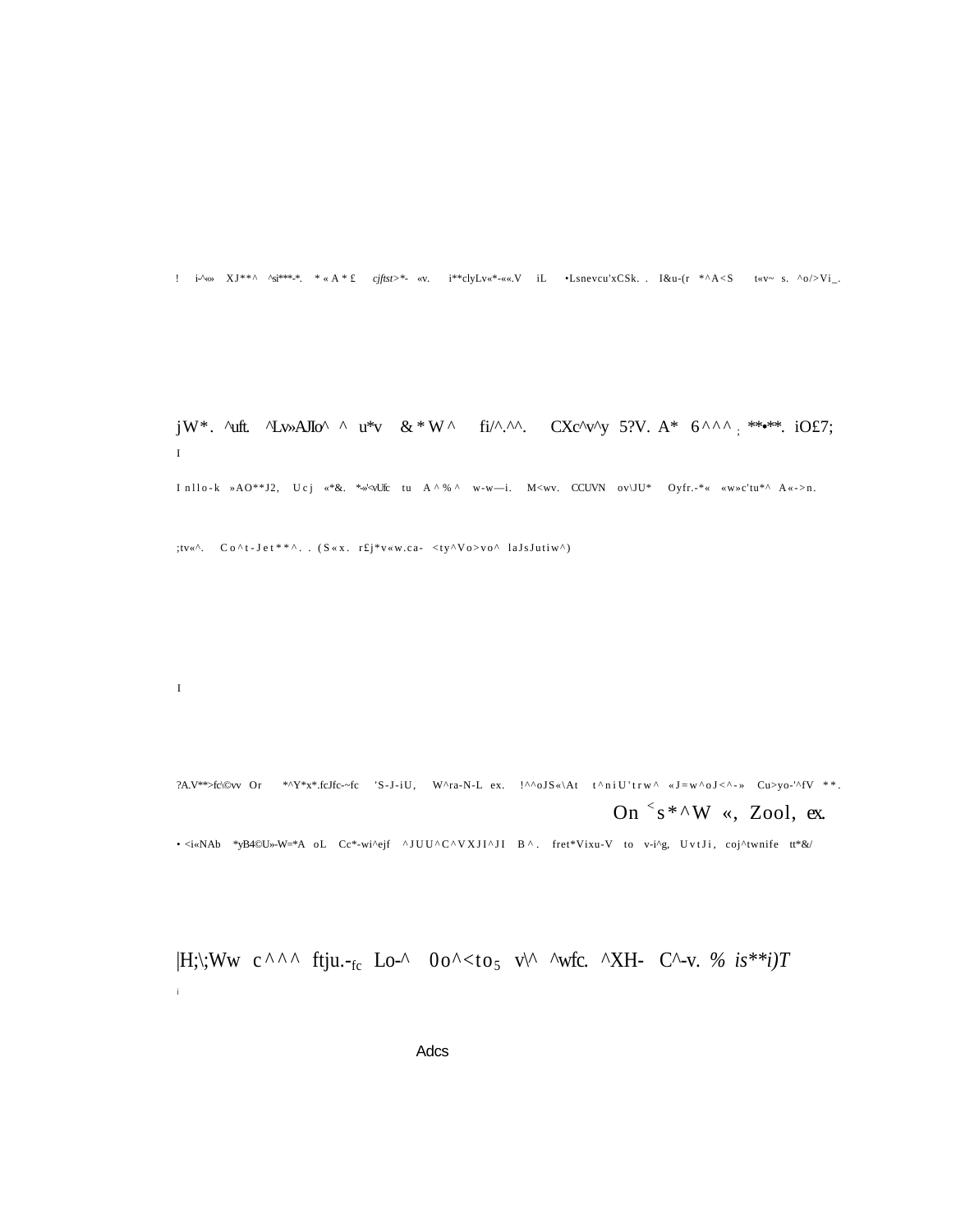! i-^«» XJ**^ ^si***-*. *«A*£ cjftst>*- «v. i**clyLv«*-««.V iL •Lsnevcu'xCSk. . I&u-(r *^A<S t«v~ s. ^o/>Vi_.

jW*. ^uft. ^Lv»AJIo^ ^ u*v &*W^ fi/^.^^. CXc^v^y 5?V. A* 6^^^; **•**. iO£7;

I

Inllo-k »AO**J2, Ucj «*&. *»'<vUfc tu A^%^ w-w—i. M<wv. CCUVN ov\JU* Oyfr.-*« «w»c'tu*^ A«->n.

;tv«^. Co^t-Jet**^. . (S«x. r£j*v«w.ca- <ty^Vo>vo^ laJsJutiw^)

I

?A.V**>fc\©vv Or *^Y*x*.fcJfc-~fc 'S-J-iU, W^ra-N-L ex. !^^oJS«\At t^niU'trw^ «J=w^oJ<^-» Cu>yo-'^fV **.

On <s*^W «, Zool, ex.

• <i«NAb *yB4©U»-W=*A oL Cc*-wi^ejf ^JUU^C^VXJI^JI B^. fret*Vixu-V to v-i^g, UvtJi, coj^twnife tt*&/

|H;\;Ww c^^^ ftju.-fc Lo-^ 0o^<to5 v\^ ^wfc. ^XH- C^-v. *% is**i)T*

i

Adcs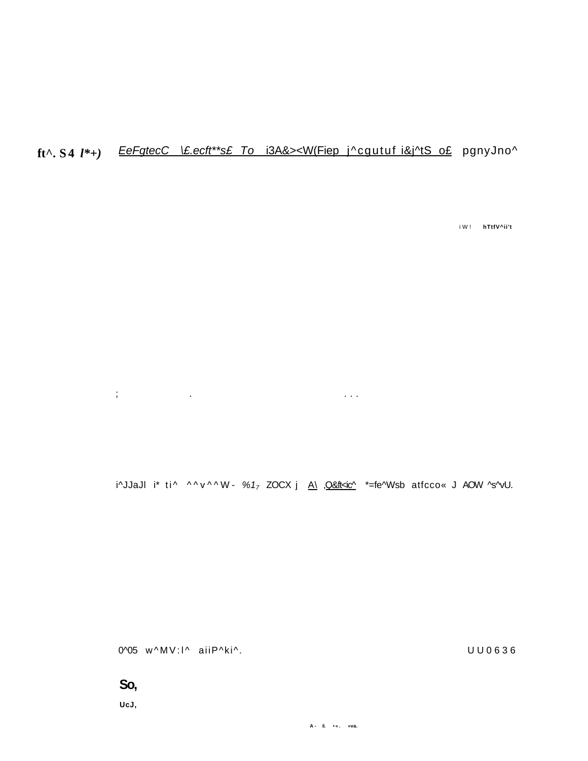ft^. S4 *l*+)* *EeFgtecC \£.ecft**s£ To* i3A&><W(Fiep j^cgutuf i&j^tS o£ pgnyJno^

iW! hTtfV^ii't

; . . . .

i^JJaJl i* ti^ ^^v^^W- *%1₇* ZOCX j A\ ,Q&ft<ic^ *=fe^Wsb atfcco« J AOW ^s^vU.

0^05 w^MV:l^ aiiP^ki^. UU0636

**So,**

**UcJ,**

A- il. •«. «va.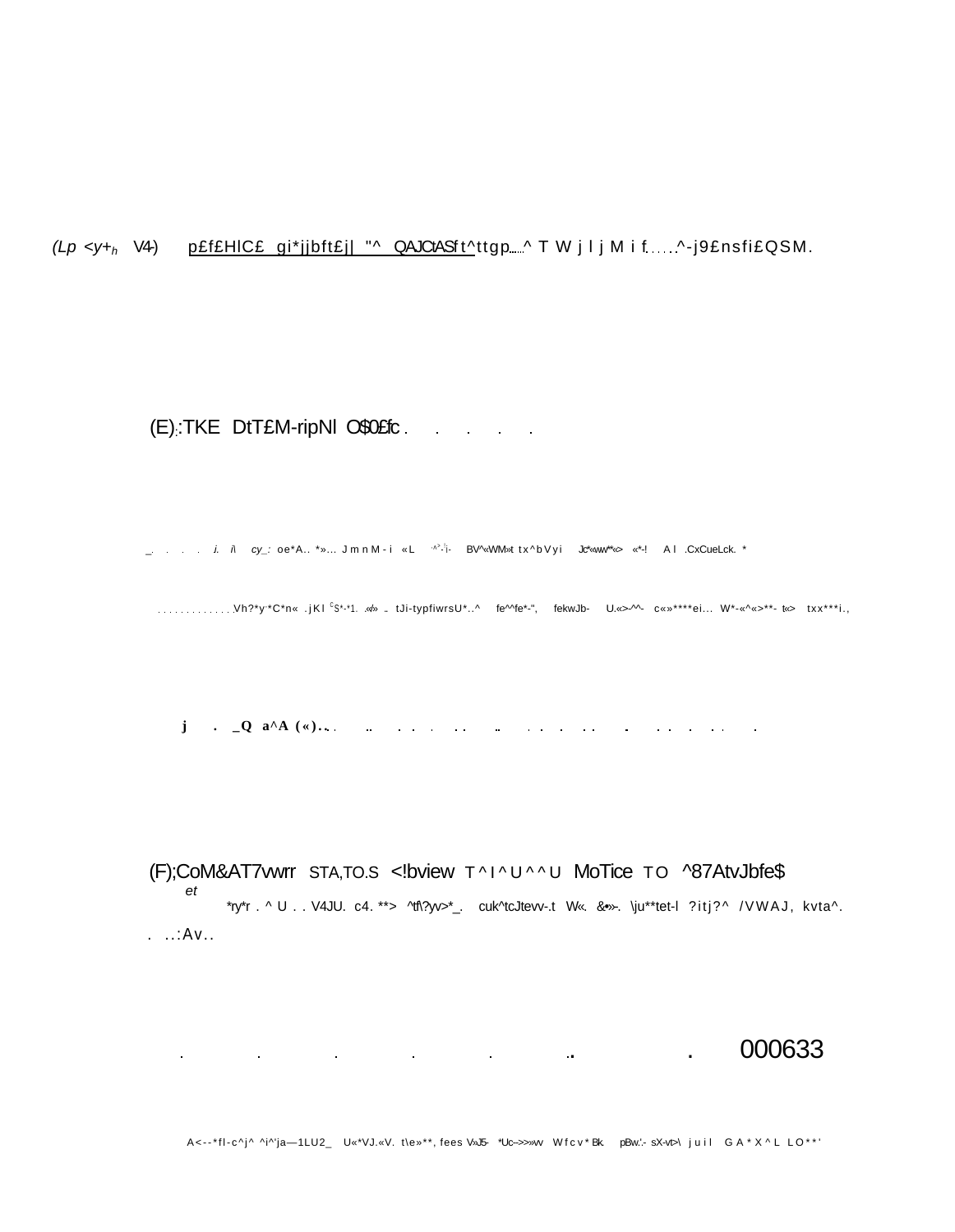(Lp <y+h V4-) p£f£HlC£ gi*jjbft£j| "^ QAJCtASft^ttgp.....^ T W j l j M i f.....^-j9£nsfi£QSM.

(E):TKE DtT£M-ripNl O$0£fc . . . . .

_. . . . i. i\ cy_: oe*A.. *»... J m n M - i «L ·^·-'i- BV^«WM»t tx^bVyi Jc*«ww*«> «*-! A l .CxCueLck. *

............Vh?*y·*C*n« .jKl cS*-*1. .«/» .. tJi-typfiwrsU*..^ fe^^fe*-", fekwJb- U.«>-^^- c«»****ei... W*-«^«>**- t«> txx***i.,

j . _Q a^A («)..,. .. . . . . . .. . . . . . . . . . . . . .

(F);CoM&AT7vwrr STA,TO.S <!bview T^I^U^^U MoTice TO ^87AtvJbfe$

et

*ry*r . ^ U . . V4JU. c4. **> ^tf\?yv>*_. cuk^tcJtevv-.t W«. &•»-. \ju**tet-l ?itj?^ /VWAJ, kvta^.

. ..:Av..

. . . . . .. . 000633

A<--*fl-c^j^ ^i^'ja—1LU2_ U«*VJ.«V. t\e»**, fees V»J5- *Uc–>>»vv Wfcv*Bk. pBw.'.- sX-vt>\ juil GA*X^L LO**'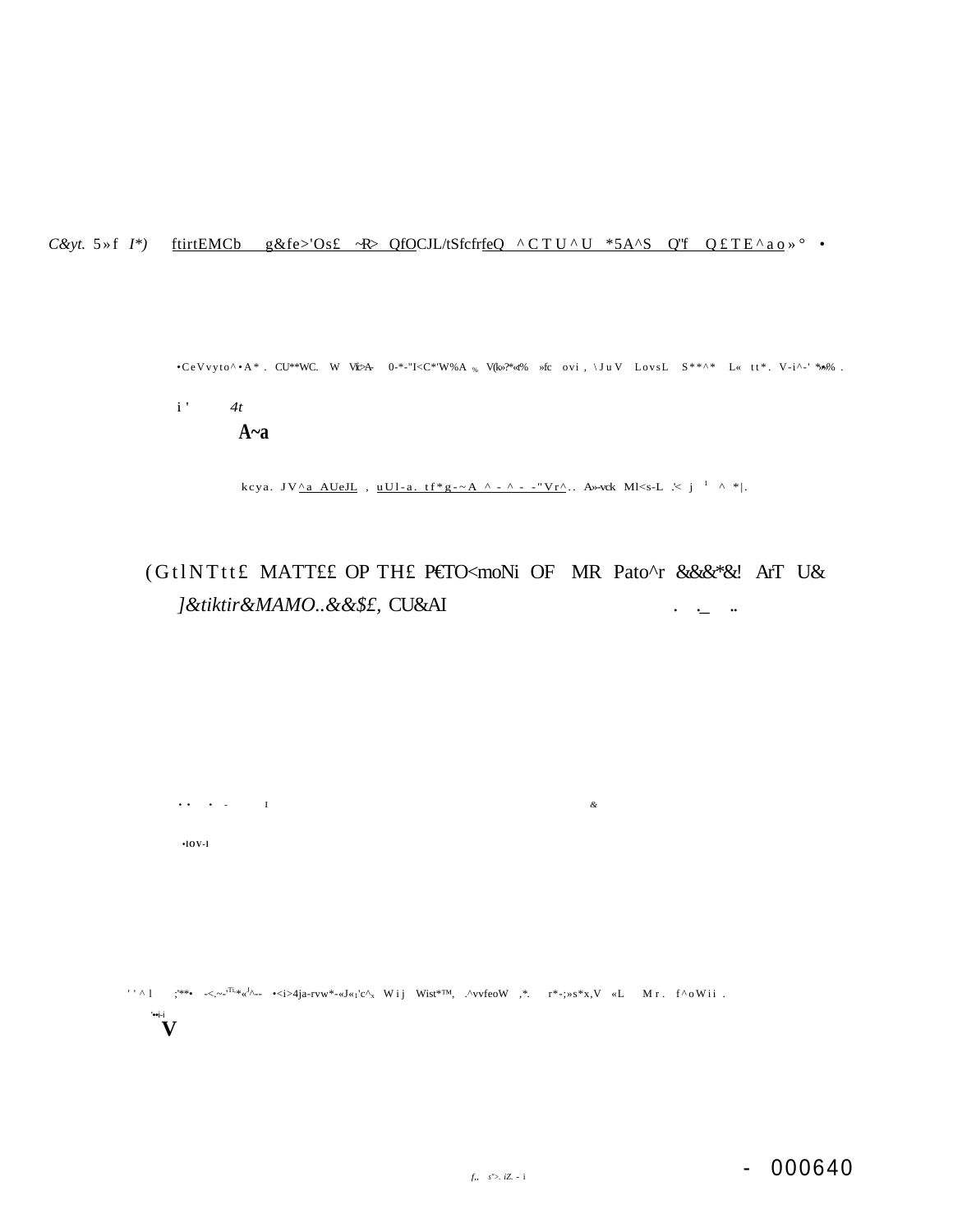C&yt. 5»f I*) ftirtEMCb g&fe>'Os£ ~R> QfOCJL/tSfcfrfeQ ^CTU^U *5A^S Q'f Q£TE^ao»° •

•CeVvyto^•A*. CU**WC. W Vic>A- 0-*-"I<C*'W%A % V(k»?*«t% »fc ovi, \JuV LovsL S**^* L« tt*. V-i^-' *»»% .

i ' 4t

**A~a**

kcya. JV^a AUeJL , uUl-a. tf*g-~A ^ - ^ - -"Vr^.. A»-vck Ml<s-L .'< j [1] ^ *|.

(GtlNTtt£ MATT££ OP TH£ P€TO<moNi OF MR Pato^r &&&*&! ArT U&

*]&tiktir&MAMO..&&$£,* CU&AI

• • • - I &

•IOV-I

' ' ^ l ;'**• -<.~-'Tl-*«'^-- •<i>4ja-rvw*-«J«₁'c^ₓ Wij Wist*™, .^vvfeoW ,*. r*-;»s*x,V «L Mr. f^oWii .

'••i-i
**V**

- 000640

f,, s">. iZ. - i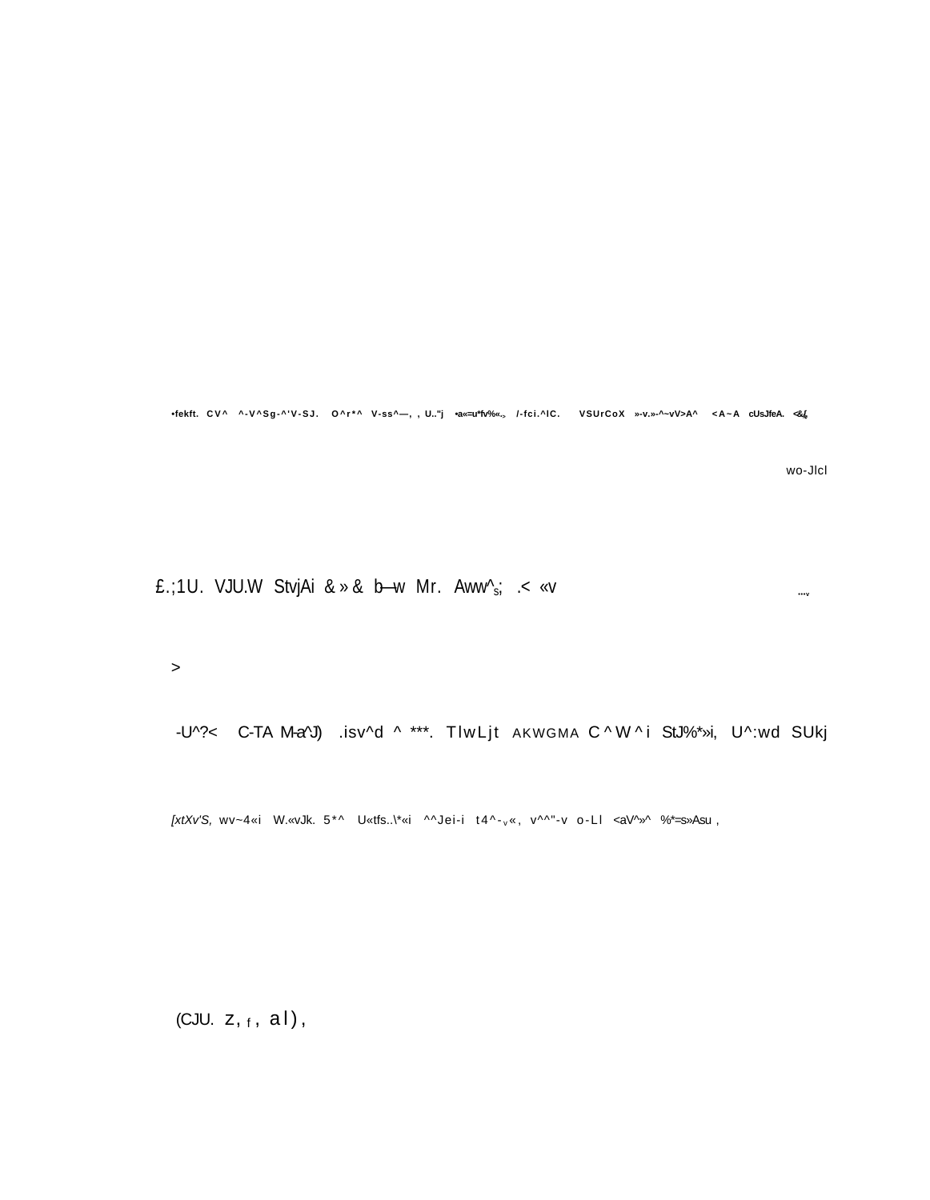•fekft. CV^ ^-V^Sg-^'V-SJ. O^r*^ V-ss^—, , U.."j •a«=u*fv%«.> /-fci.^lC. VSUrCoX »-v.»-^~vV>A^ <A~A cUsJfeA. <&{

wo-Jlcl

£.;1U. VJU.W StvjAi &»& b—w Mr. Aww^s; .< «v ...v

>

-U^?< C-TA M-a^J) .isv^d ^ ***. TlwLjt AKWGMA C^W^i StJ%*»i, U^:wd SUkj

[xtXv'S, wv~4«i W.«vJk. 5*^ U«tfs..\*«i ^^Jei-i t4^-v«, v^^"-v o-Ll <aV^»^ %*=s»Asu ,

(CJU. z, f, al),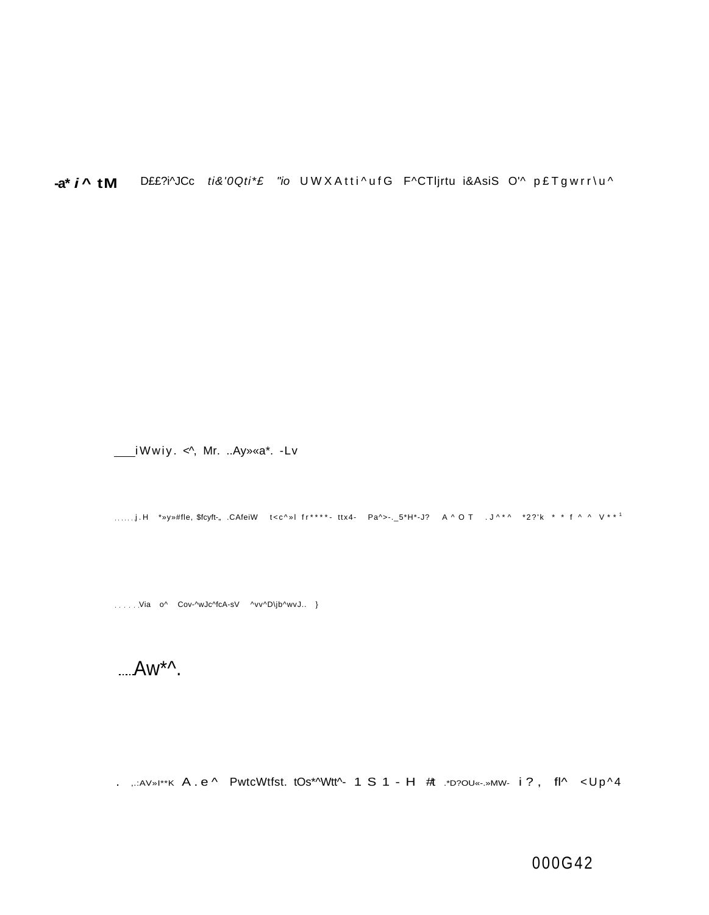-a* *i* ^ tM D££?i^JCc *ti&'0Qti*£ "io* UWXAtti^ufG F^CTIjrtu i&AsiS O'^ p£Tgwrr\u^

___iWwiy. <^, Mr. ..Ay»«a*. -Lv

......j.H *»y»#fle, $fcyft-„ .CAfeiW t<c^»l fr****- ttx4- Pa^>-._5*H*-J? A^OT .J^*^ *2?'k * * f ^ ^ V**[1]

......Via o^ Cov-^wJc^fcA-sV ^vv^D\jb^wvJ.. }

.....Aw*^.

. ,.:AV»I**K A.e^ PwtcWtfst. tOs*^Wtt^- 1S1-H #t .*D?OU«-.»MW- i?, fl^ <Up^4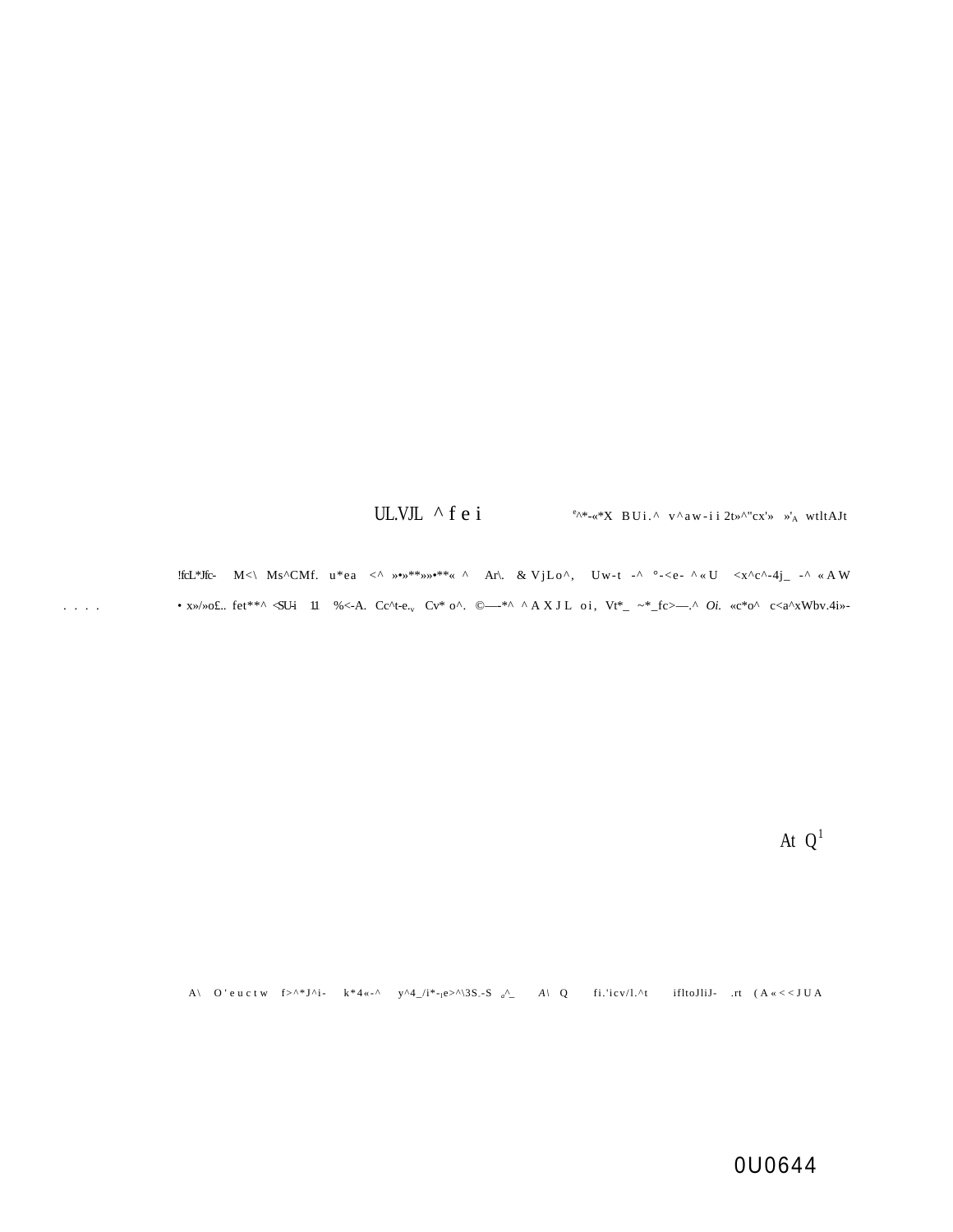UL.VJL ^ f e i     e^*-«*X B U i . ^ v ^ a w - i i 2t»^"cx'» »'A wtltAJt

!fcL*Jfc- M<\ Ms^CMf. u*ea <^ »•»**»»•**« ^ Ar\. & VjLo^, Uw-t -^ °-<e- ^«U <x^c^-4j_ -^ «AW

. . . . • x»/»o£.. fet**^ <SU-i 11 %<-A. Cc^t-e.,v Cv* o^. ©—-*^ ^AXJL oi, Vt*_ ~*_fc>—.^ Oi. «c*o^ c<a^xWbv.4i»-

At Q1

A\ O'euctw f>^*J^i- k*4«-^ y^4_/i*-,e>^\3S.-S o^_ A\ Q fi.'icv/l.^t ifltoJliJ- .rt (A«<<JUA

0U0644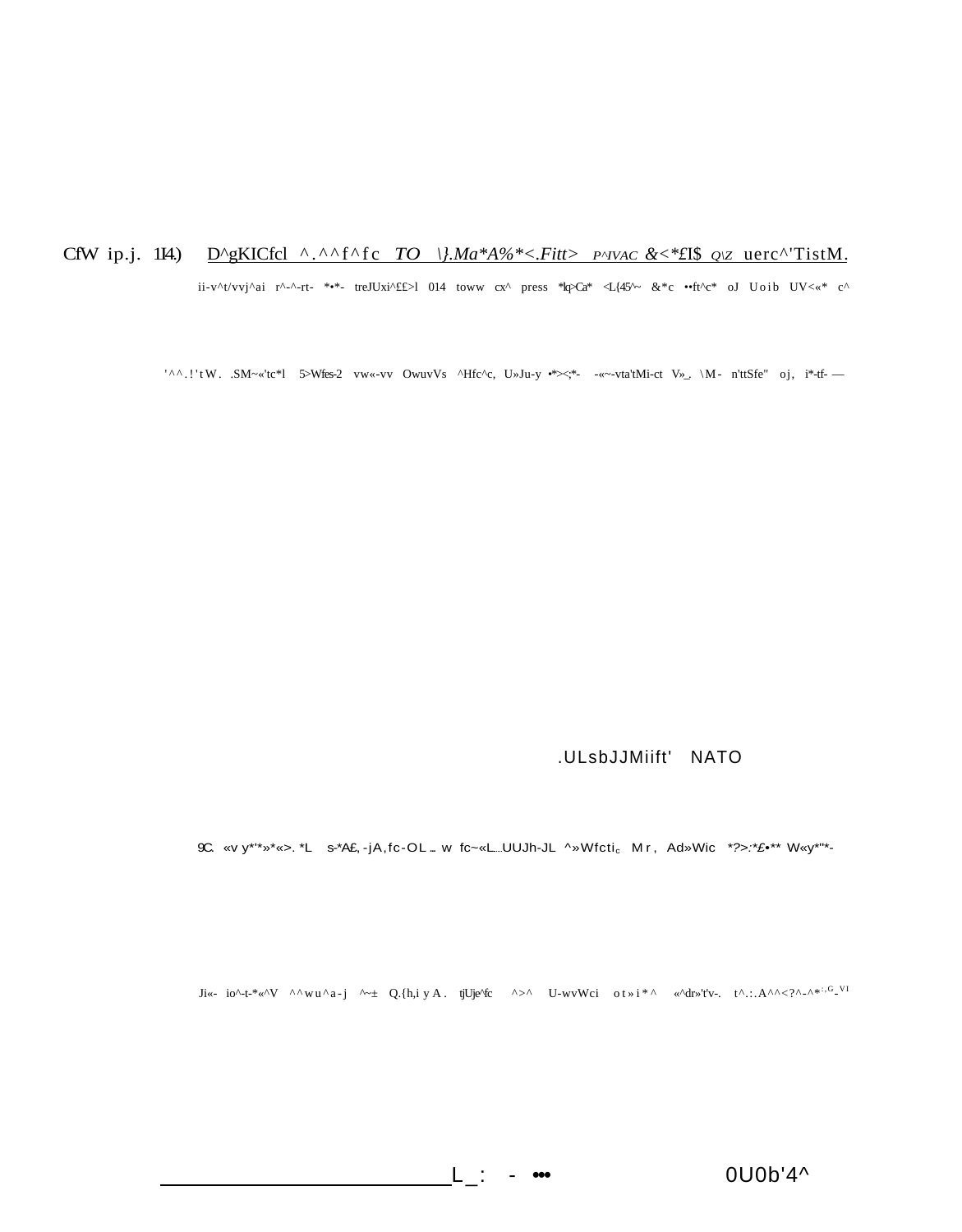CfW ip.j. 114.) D^gKICfcl ^.^^f^fc *TO \}.Ma*A%*<.Fitt>* P^IVAC &<*£I$ Q\Z uerc^'TistM.

ii-v^t/vvj^ai r^-^-rt- *•*- treJUxi^££>l 014 toww cx^ press *lq>Ca* <L{45^~ &*c ••ft^c* oJ Uoib UV<«* c^

'^^.!'tW. .SM~«'tc*l 5>Wfes-2 vw«-vv OwuvVs ^Hfc^c, U»Ju-y •*><;*- -«~-vta'tMi-ct V»_, \M- n'ttSfe" oj, i*-tf- —

.ULsbJJMiift' NATO

9C. «v y*'*»*«>. *L s-*A£, -jA,fc-OL... w fc~«L...UUJh-JL ^»Wfcti$_c$ Mr, Ad»Wic *?>:*£•** W«y*"*-

Ji«- io^-t-*«^V ^^wu^a-j ^~± Q.{h,i y A. tjUje^fc ^>^ U-wvWci ot»i*^ «^dr»'t'v-. t^.:.A^^<?^-^*$^{:,G}$-$^{VI}$

L_: - ••• 0U0b'4^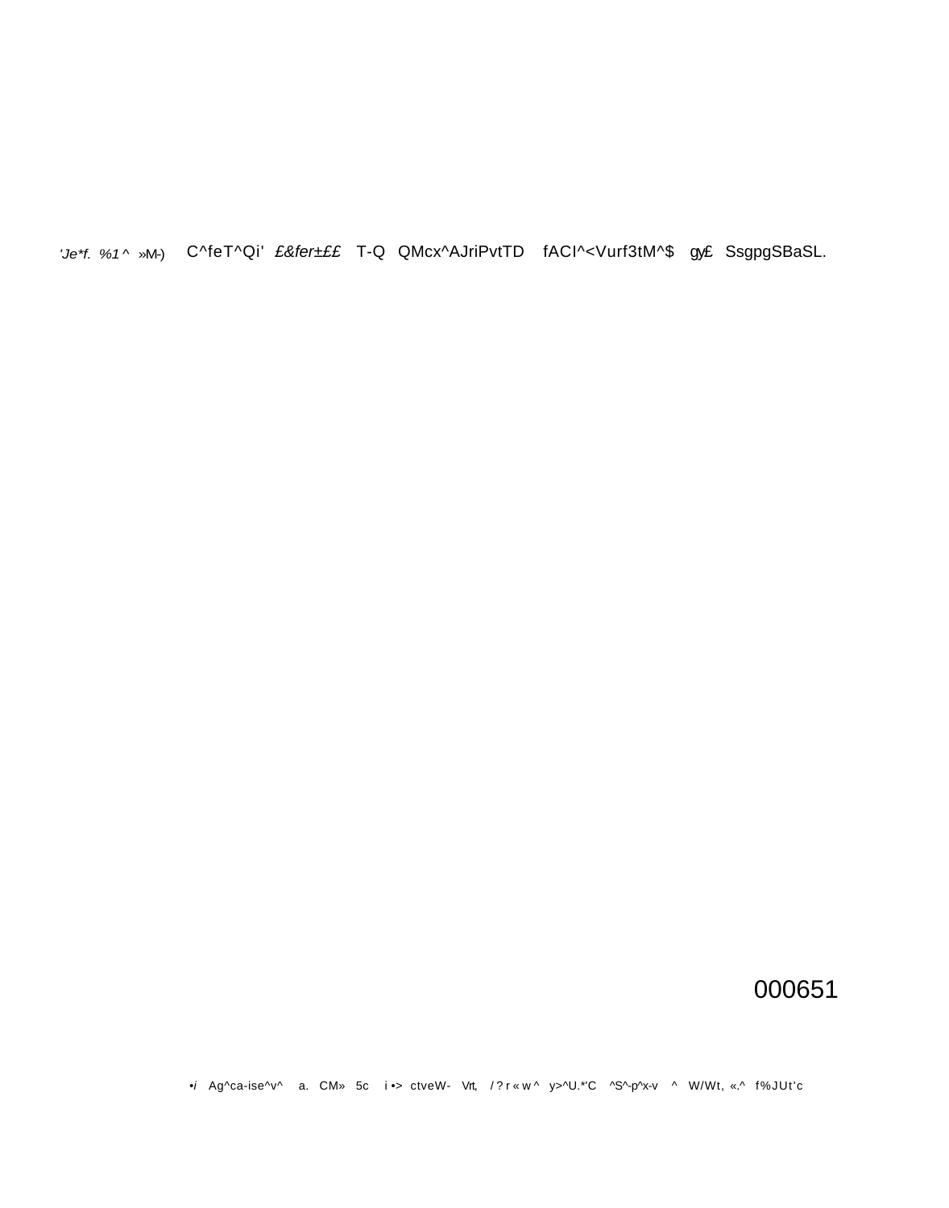'Je*f. %1 ^ »M-) C^feT^Qi' *£&fer±££* T-Q QMcx^AJriPvtTD fACI^<Vurf3tM^$ gy£ SsgpgSBaSL.

•*i* Ag^ca-ise^v^ a. CM» 5c i •> ctveW- Vrt, / ? r « w ^ y>^U.*'C ^S^-p^x-v ^ W/Wt, «.^ f%JUt'c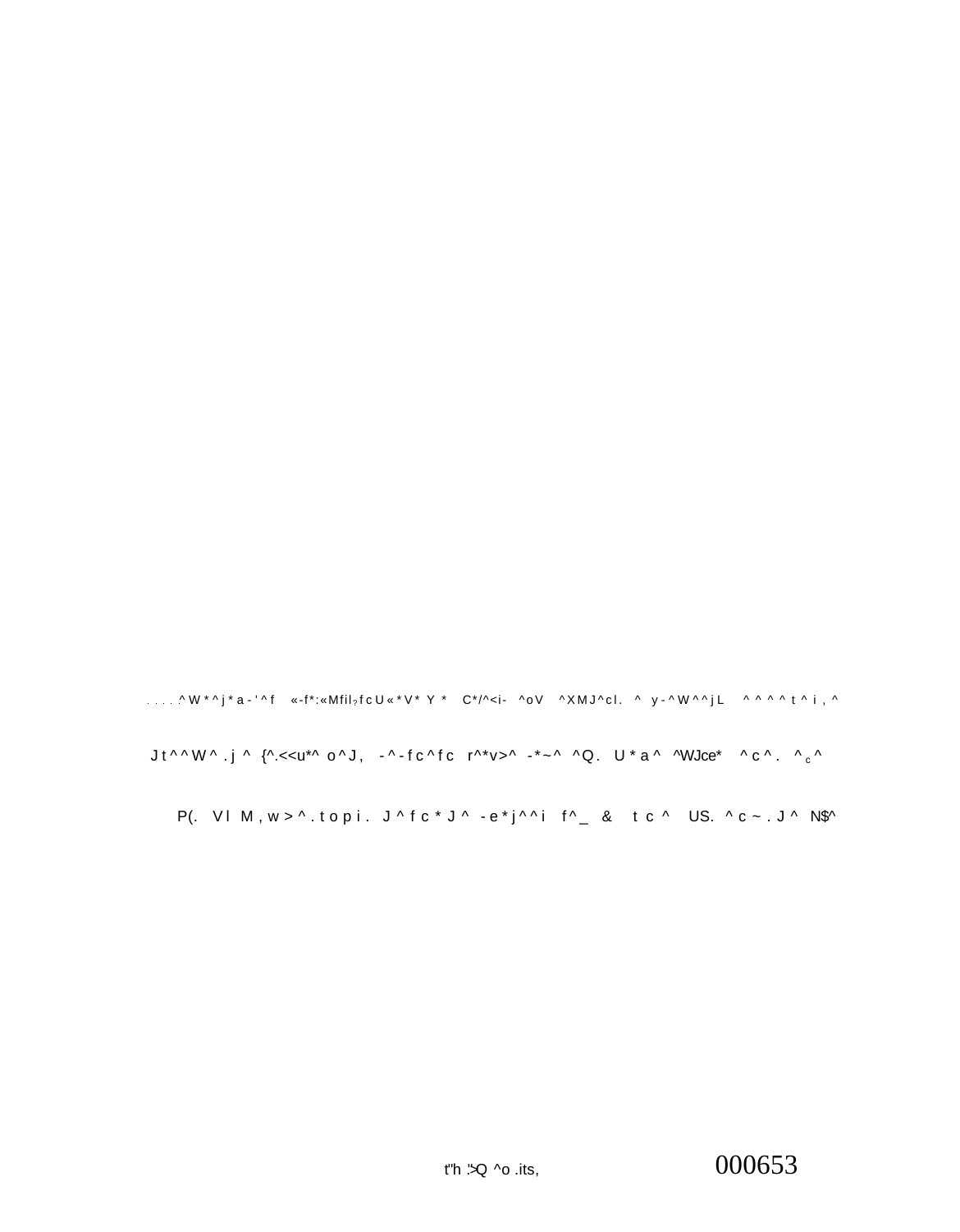. . . . .^ W * ^ j * a - ' ^ f «-f*:«Mfil₇f c U « * V * Y * C*/^<i- ^oV ^XMJ^cl. ^ y-^W^^jL ^ ^ ^ ^ t ^ i , ^

J t ^ ^ W ^ . j ^ {^.<<u*^ o ^ J , - ^ - f c ^ f c r^*v>^ -*~^ ^Q. U * a ^ ^WJce* ^ c ^ . ^ c ^

P(. V l M , w > ^ . t o p i . J ^ f c * J ^ - e * j ^ ^ i f ^ _ & t c ^ US. ^ c ~ . J ^ N$^

t"h :>Q ^o .its,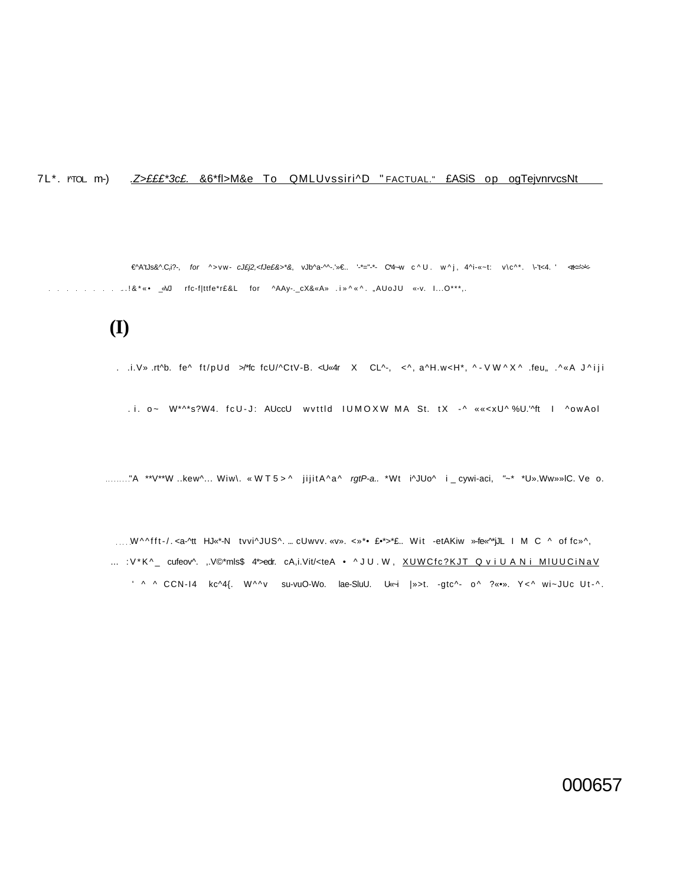7L*. l^TOL m-) .Z>£££*3c£. &6*fl>M&e To QMLUvssiri^D "FACTUAL." £ASiS op ogTejvnrvcsNt

€^A'tJs&^.C,i?-, for ^>vw- cJ£j2,<fJe£&>*&, vJb^a-^^-.'»€.. '-*="-*- C^4~w c^U. w^j, 4^i-«~t: v\c^*. \-'t<4. ' <^t<=>'-<

. . . . . . . . . ..!&*«• _«VJ rfc-f|ttfe*r£&L for ^AAy-._cX&«A» .i»^«^. „AUoJU «-v. I...O***,.

(I)

. .i.V» .rt^b. fe^ ft/pUd >/*fc fcU/^CtV-B. <U«4r X CL^-, <^, a^H.w<H*, ^-VW^X^ .feu„ .^«A J^iji

.i. o~ W*^*s?W4. fcU-J: AUccU wvttld IUMOXW MA St. tX -^ ««<xU^%U.'^ft I ^owAol

........"A **V**W ..kew^... Wiw\. «WT5>^ jijitA^a^ *rgtP-a..* *Wt i^JUo^ i _ cywi-aci, "~* *U».Ww»»lC. Ve o.

.....W^^fft-/.<a-^tt HJ«*-N tvvi^JUS^. ... cUwvv. «v». <»*• £•*>*£.. Wit -etAKiw »-fe«^*jJL I M C ^ of fc»^,

... :V*K^_ cufeov^. ,.V©*mls$ 4*>edr. cA,i.Vit/<teA • ^JU.W, XUWCfc?KJT QviUANi MlUUCiNaV

' ^ ^ CCN-I4 kc^4{. W^^v su-vuO-Wo. lae-SluU. U«~i |»>t. -gtc^- o^ ?«•». Y<^ wi~JUc Ut-^.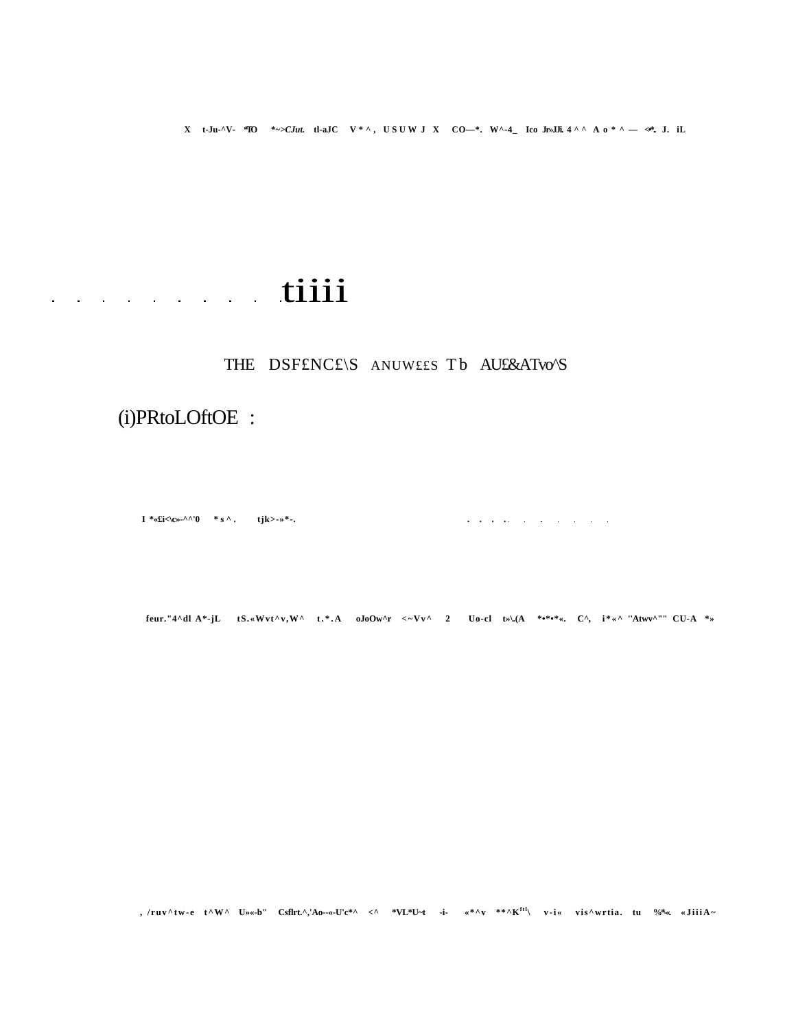THE DSF£NC£\S ANUW££S Tb AU£&ATvo^S

(i)PRtoLOftOE :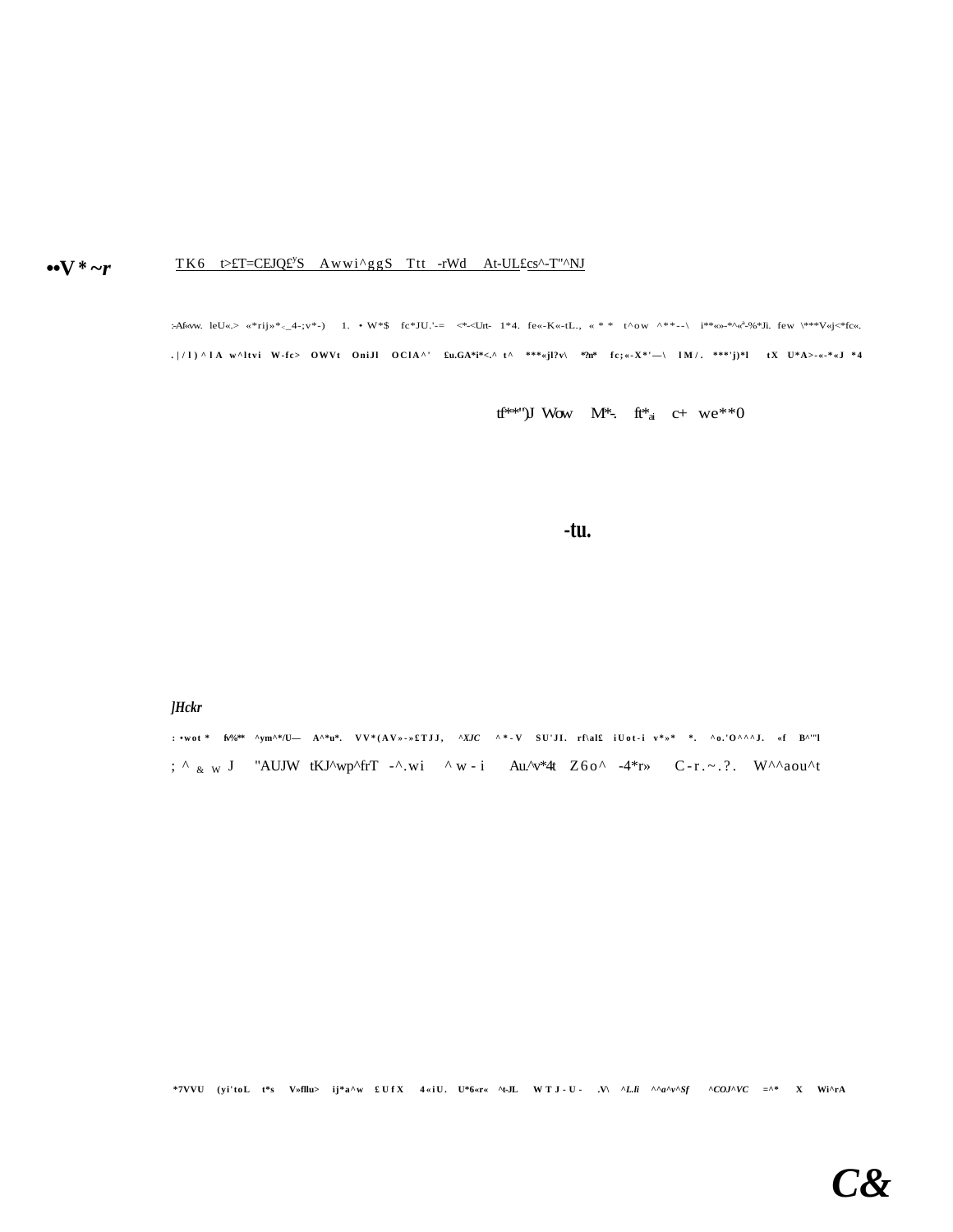••V * ~r

TK6 t>£T=CEJQ£ʸS Awwi^ggS Ttt -rWd At-UL£cs^-T"^NJ

:-Af«vw. leU«.> «*rij»*-_4-;v*-) 1. • W*$ fc*JU.'-= <*-<Urt- 1*4. fe«-K«-tL., « * * t^ow ^**--\ i**«»-*^«ª-%*Ji. few \***V«j<*fc«.

.|/l)^lA w^ltvi W-fc> OWVt OniJl OClA^' £u.GA*i*<.^ t^ ***«jl?v\ *?n* fc;«-X*'—\ lM/. ***'j)*l tX U*A>-«-*«J *4

tf**'')J Wow M*-. ft*ₐᵢ c+ we**0

-tu.

*]Hckr*

: •wot * fv%** ^ym^*/U— A^*u*. VV*(AV»-»£TJJ, ^XJC ^*-V SU'JI. rf\al£ iUot-i v*»* *. ^o.'O^^^J. «f B^'"l

; ^ & W J "AUJW tKJ^wp^frT -^.wi ^w-i Au.^v*4t Z6o^ -4*r» C-r.~.?. W^^aou^t

*7VVU (yi'toL t*s V»fllu> ij*a^w £UfX 4«iU. U*6«r« ^t-JL WTJ-U- .V\ ^L.li ^^a^v^Sf ^COJ^VC =^* X Wi^rA

***C&***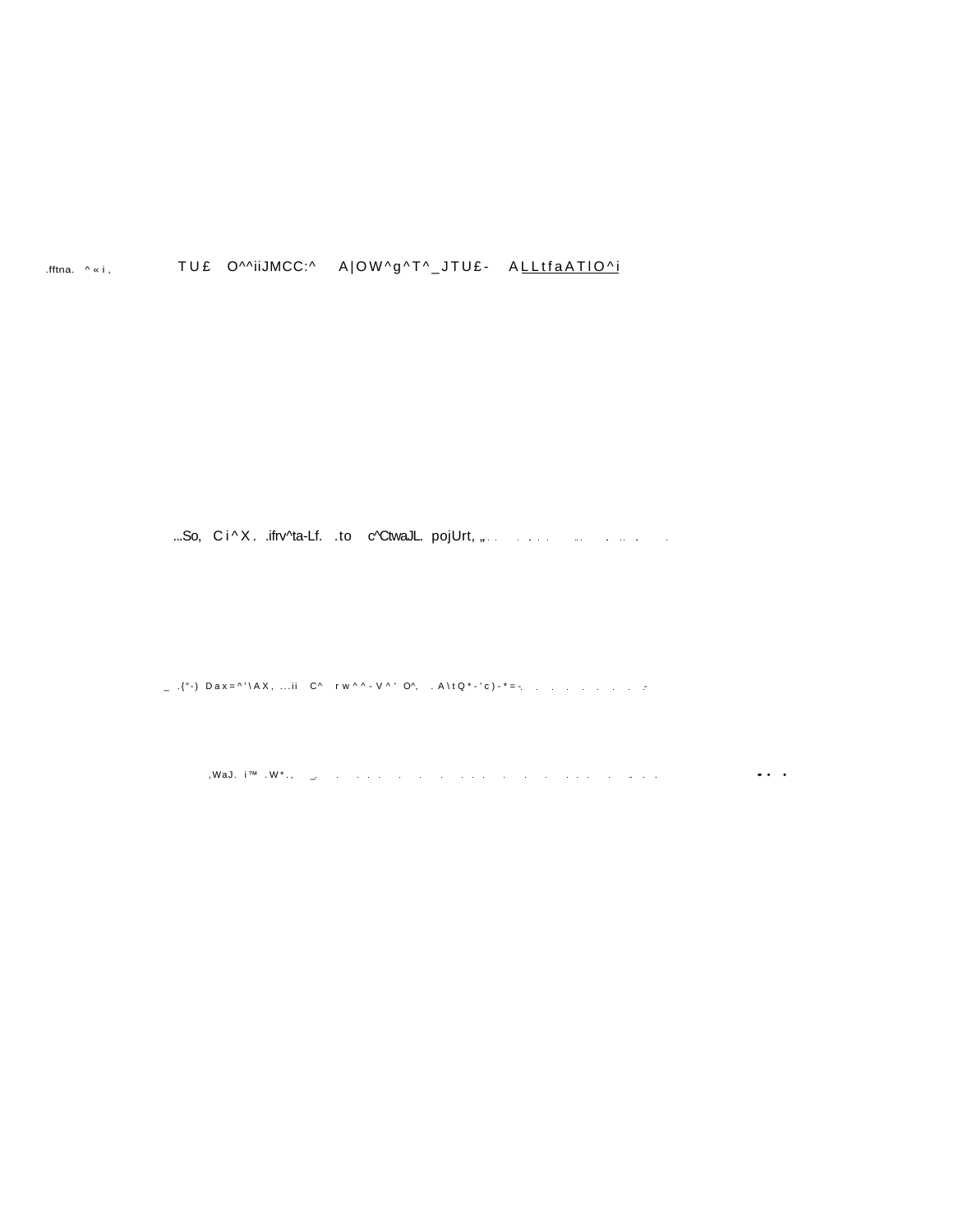.fftna. ^ « i , TU£ O^^iiJMCC:^ A|OW^g^T^_JTU£- ALLtfaATlO^i

...So, C i ^ X . .ifrv^ta-Lf. .to c^CtwaJL. pojUrt, „. . . . . . .. . .. . .

_ .{°-) Dax=^'\AX, ...ii C^ rw^^-V^' O^, . A\tQ*-'c)-*=-. . . . . . . . . .-

,WaJ. i™ .W*., _. . . . . . . . . . . . . . . . . . . . .. . . • • •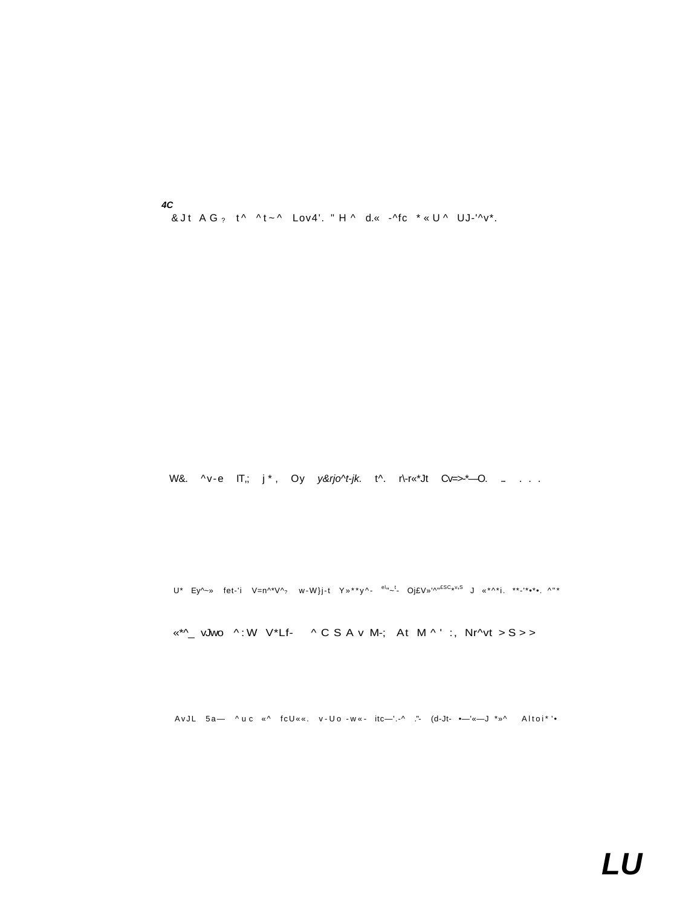***4C***

&Jt AG ? t^ ^t~^ Lov4'. " H ^ d.« -^fc *«U^ UJ-'^v*.

W&. ^v-e IT,; j*, Oy *y&rjo^t-jk.* t^. r\-r«*Jt Cv=>-*—O. ... . . .

U* Ey^~» fet-'i V=n^*V^? w-W}j-t Y»**y^- el"~t- Oj£V»'^"£SC*v,S J «*^*i. **-'*•*•. ^"*

«*^_ vJwo ^:W V*Lf- ^CSAv M-; At M^' :, Nr^vt >S>>

AvJL 5a— ^uc «^ fcU««. v-Uo -w«- itc—'.-^ ."- (d-Jt- •—'«—J *»^ Altoi*'•

***LU***